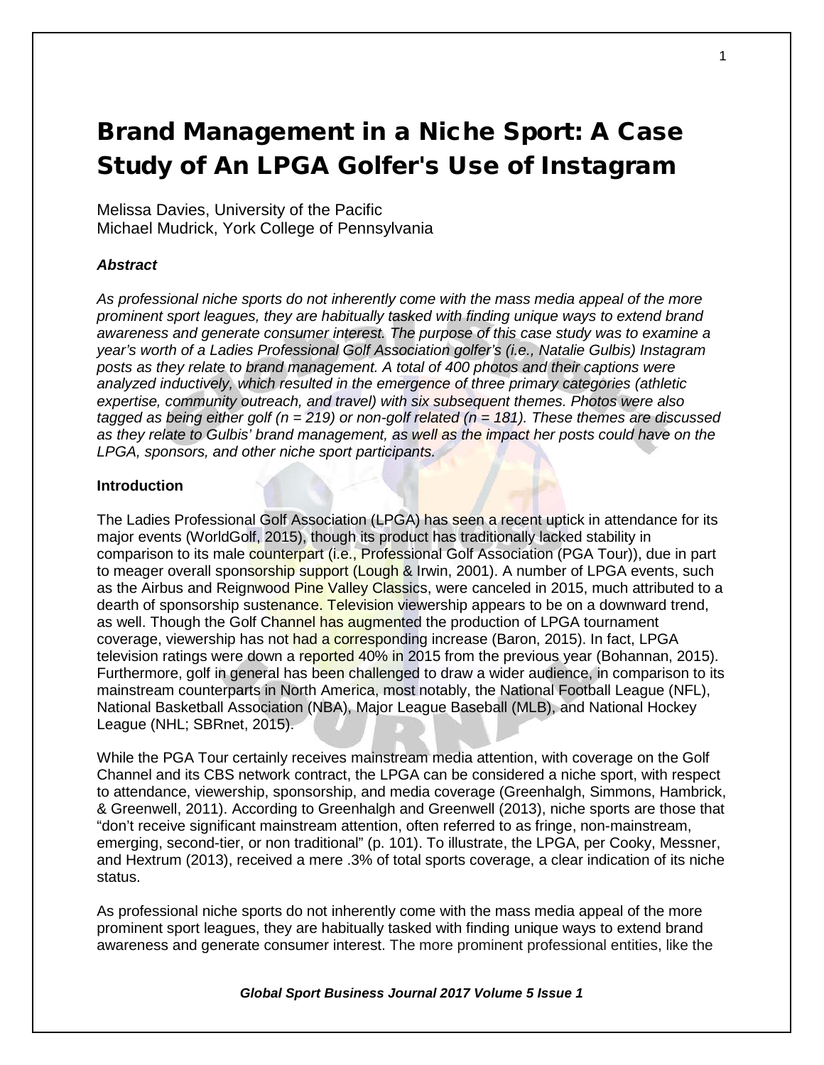# Brand Management in a Niche Sport: A Case Study of An LPGA Golfer's Use of Instagram

Melissa Davies, University of the Pacific
Michael Mudrick, York College of Pennsylvania

### *Abstract*

*As professional niche sports do not inherently come with the mass media appeal of the more prominent sport leagues, they are habitually tasked with finding unique ways to extend brand awareness and generate consumer interest. The purpose of this case study was to examine a year's worth of a Ladies Professional Golf Association golfer's (i.e., Natalie Gulbis) Instagram posts as they relate to brand management. A total of 400 photos and their captions were analyzed inductively, which resulted in the emergence of three primary categories (athletic expertise, community outreach, and travel) with six subsequent themes. Photos were also tagged as being either golf (n = 219) or non-golf related (n = 181). These themes are discussed as they relate to Gulbis' brand management, as well as the impact her posts could have on the LPGA, sponsors, and other niche sport participants.*

### Introduction

The Ladies Professional Golf Association (LPGA) has seen a recent uptick in attendance for its major events (WorldGolf, 2015), though its product has traditionally lacked stability in comparison to its male counterpart (i.e., Professional Golf Association (PGA Tour)), due in part to meager overall sponsorship support (Lough & Irwin, 2001). A number of LPGA events, such as the Airbus and Reignwood Pine Valley Classics, were canceled in 2015, much attributed to a dearth of sponsorship sustenance. Television viewership appears to be on a downward trend, as well. Though the Golf Channel has augmented the production of LPGA tournament coverage, viewership has not had a corresponding increase (Baron, 2015). In fact, LPGA television ratings were down a reported 40% in 2015 from the previous year (Bohannan, 2015). Furthermore, golf in general has been challenged to draw a wider audience, in comparison to its mainstream counterparts in North America, most notably, the National Football League (NFL), National Basketball Association (NBA), Major League Baseball (MLB), and National Hockey League (NHL; SBRnet, 2015).

While the PGA Tour certainly receives mainstream media attention, with coverage on the Golf Channel and its CBS network contract, the LPGA can be considered a niche sport, with respect to attendance, viewership, sponsorship, and media coverage (Greenhalgh, Simmons, Hambrick, & Greenwell, 2011). According to Greenhalgh and Greenwell (2013), niche sports are those that "don't receive significant mainstream attention, often referred to as fringe, non-mainstream, emerging, second-tier, or non traditional" (p. 101). To illustrate, the LPGA, per Cooky, Messner, and Hextrum (2013), received a mere .3% of total sports coverage, a clear indication of its niche status.

As professional niche sports do not inherently come with the mass media appeal of the more prominent sport leagues, they are habitually tasked with finding unique ways to extend brand awareness and generate consumer interest. The more prominent professional entities, like the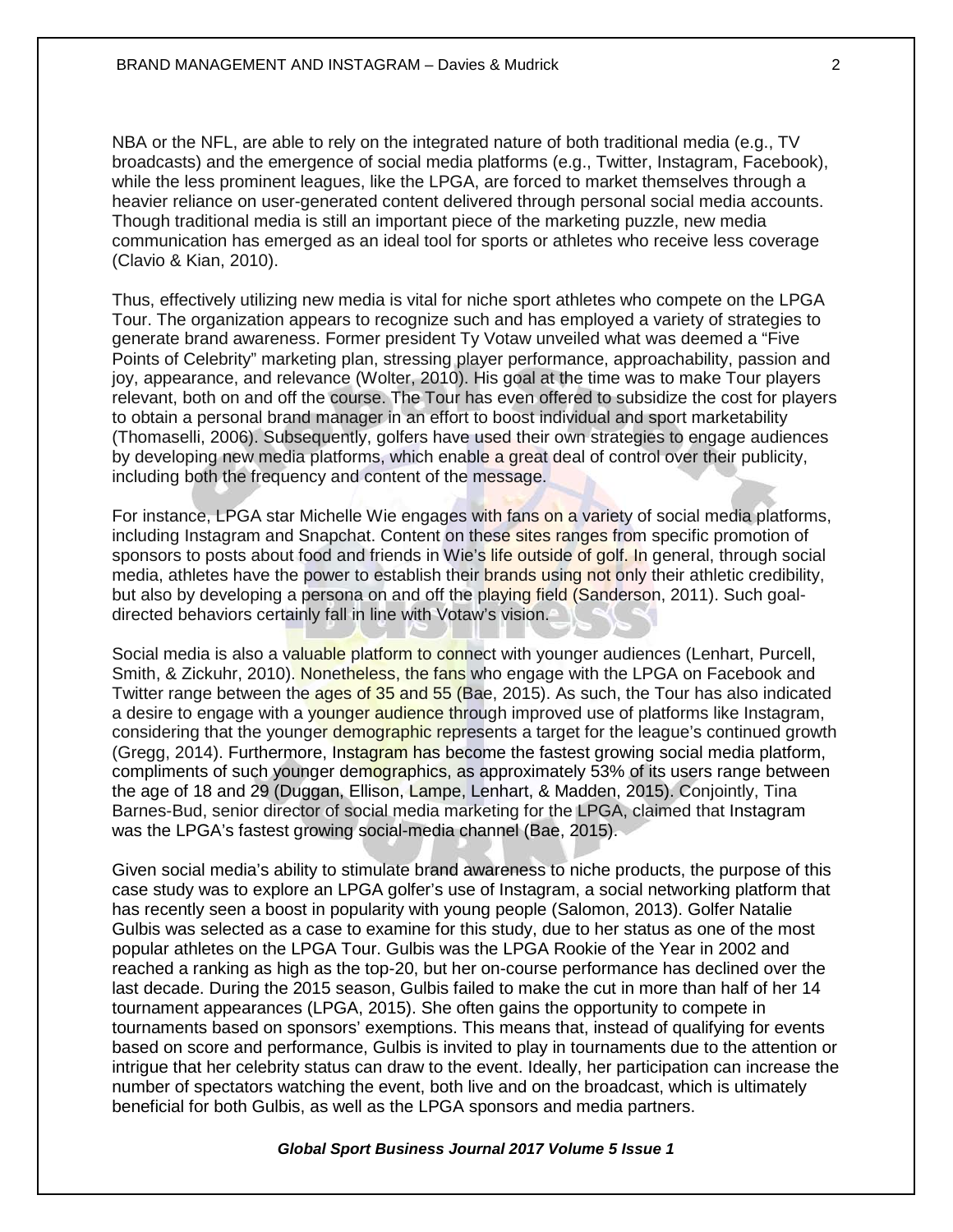NBA or the NFL, are able to rely on the integrated nature of both traditional media (e.g., TV broadcasts) and the emergence of social media platforms (e.g., Twitter, Instagram, Facebook), while the less prominent leagues, like the LPGA, are forced to market themselves through a heavier reliance on user-generated content delivered through personal social media accounts. Though traditional media is still an important piece of the marketing puzzle, new media communication has emerged as an ideal tool for sports or athletes who receive less coverage (Clavio & Kian, 2010).

Thus, effectively utilizing new media is vital for niche sport athletes who compete on the LPGA Tour. The organization appears to recognize such and has employed a variety of strategies to generate brand awareness. Former president Ty Votaw unveiled what was deemed a "Five Points of Celebrity" marketing plan, stressing player performance, approachability, passion and joy, appearance, and relevance (Wolter, 2010). His goal at the time was to make Tour players relevant, both on and off the course. The Tour has even offered to subsidize the cost for players to obtain a personal brand manager in an effort to boost individual and sport marketability (Thomaselli, 2006). Subsequently, golfers have used their own strategies to engage audiences by developing new media platforms, which enable a great deal of control over their publicity, including both the frequency and content of the message.

For instance, LPGA star Michelle Wie engages with fans on a variety of social media platforms, including Instagram and Snapchat. Content on these sites ranges from specific promotion of sponsors to posts about food and friends in Wie's life outside of golf. In general, through social media, athletes have the power to establish their brands using not only their athletic credibility, but also by developing a persona on and off the playing field (Sanderson, 2011). Such goal-directed behaviors certainly fall in line with Votaw's vision.

Social media is also a valuable platform to connect with younger audiences (Lenhart, Purcell, Smith, & Zickuhr, 2010). Nonetheless, the fans who engage with the LPGA on Facebook and Twitter range between the ages of 35 and 55 (Bae, 2015). As such, the Tour has also indicated a desire to engage with a younger audience through improved use of platforms like Instagram, considering that the younger demographic represents a target for the league's continued growth (Gregg, 2014). Furthermore, Instagram has become the fastest growing social media platform, compliments of such younger demographics, as approximately 53% of its users range between the age of 18 and 29 (Duggan, Ellison, Lampe, Lenhart, & Madden, 2015). Conjointly, Tina Barnes-Bud, senior director of social media marketing for the LPGA, claimed that Instagram was the LPGA's fastest growing social-media channel (Bae, 2015).

Given social media's ability to stimulate brand awareness to niche products, the purpose of this case study was to explore an LPGA golfer's use of Instagram, a social networking platform that has recently seen a boost in popularity with young people (Salomon, 2013). Golfer Natalie Gulbis was selected as a case to examine for this study, due to her status as one of the most popular athletes on the LPGA Tour. Gulbis was the LPGA Rookie of the Year in 2002 and reached a ranking as high as the top-20, but her on-course performance has declined over the last decade. During the 2015 season, Gulbis failed to make the cut in more than half of her 14 tournament appearances (LPGA, 2015). She often gains the opportunity to compete in tournaments based on sponsors' exemptions. This means that, instead of qualifying for events based on score and performance, Gulbis is invited to play in tournaments due to the attention or intrigue that her celebrity status can draw to the event. Ideally, her participation can increase the number of spectators watching the event, both live and on the broadcast, which is ultimately beneficial for both Gulbis, as well as the LPGA sponsors and media partners.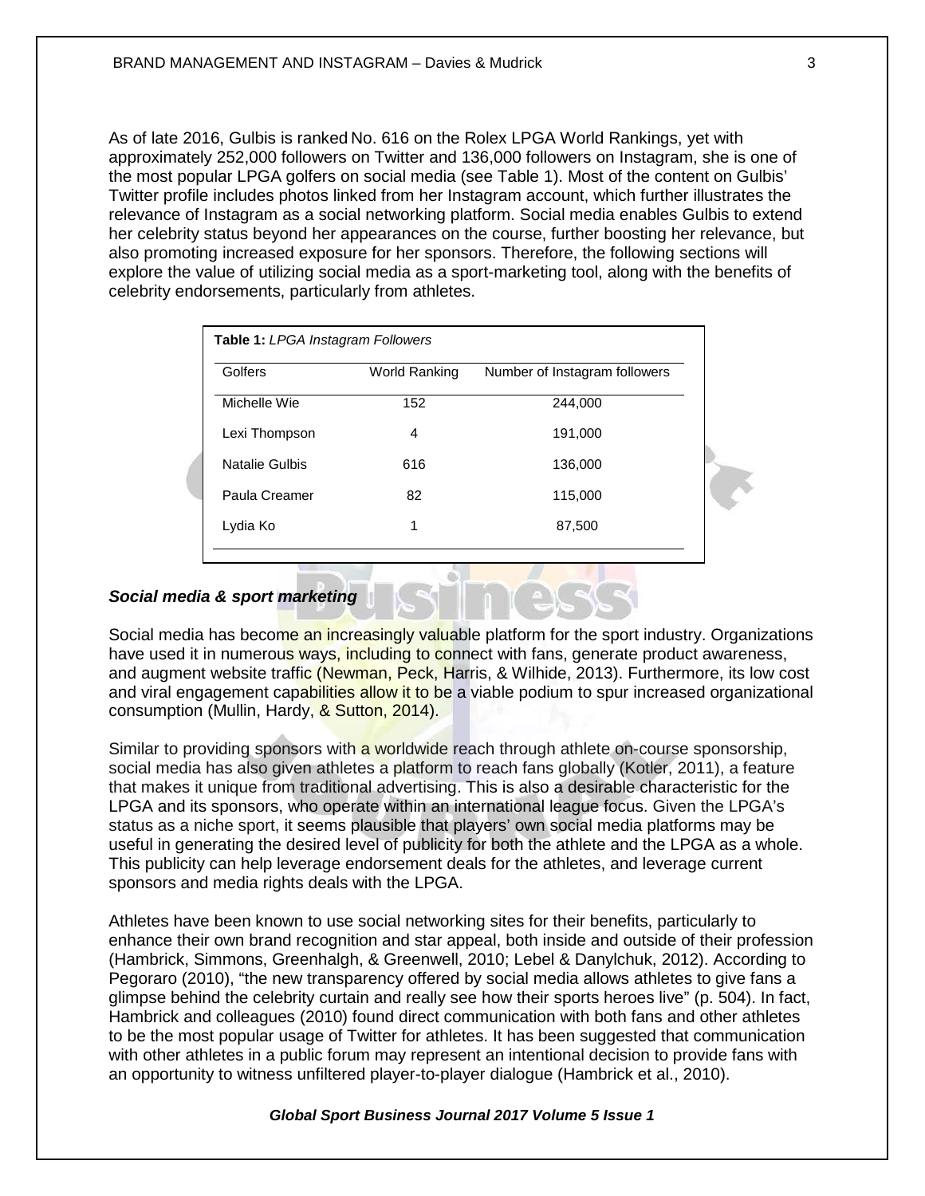As of late 2016, Gulbis is ranked No. 616 on the Rolex LPGA World Rankings, yet with approximately 252,000 followers on Twitter and 136,000 followers on Instagram, she is one of the most popular LPGA golfers on social media (see Table 1). Most of the content on Gulbis' Twitter profile includes photos linked from her Instagram account, which further illustrates the relevance of Instagram as a social networking platform. Social media enables Gulbis to extend her celebrity status beyond her appearances on the course, further boosting her relevance, but also promoting increased exposure for her sponsors. Therefore, the following sections will explore the value of utilizing social media as a sport-marketing tool, along with the benefits of celebrity endorsements, particularly from athletes.

**Table 1:** *LPGA Instagram Followers*

| Golfers | World Ranking | Number of Instagram followers |
|---|---|---|
| Michelle Wie | 152 | 244,000 |
| Lexi Thompson | 4 | 191,000 |
| Natalie Gulbis | 616 | 136,000 |
| Paula Creamer | 82 | 115,000 |
| Lydia Ko | 1 | 87,500 |

### *Social media & sport marketing*

Social media has become an increasingly valuable platform for the sport industry. Organizations have used it in numerous ways, including to connect with fans, generate product awareness, and augment website traffic (Newman, Peck, Harris, & Wilhide, 2013). Furthermore, its low cost and viral engagement capabilities allow it to be a viable podium to spur increased organizational consumption (Mullin, Hardy, & Sutton, 2014).

Similar to providing sponsors with a worldwide reach through athlete on-course sponsorship, social media has also given athletes a platform to reach fans globally (Kotler, 2011), a feature that makes it unique from traditional advertising. This is also a desirable characteristic for the LPGA and its sponsors, who operate within an international league focus. Given the LPGA's status as a niche sport, it seems plausible that players' own social media platforms may be useful in generating the desired level of publicity for both the athlete and the LPGA as a whole. This publicity can help leverage endorsement deals for the athletes, and leverage current sponsors and media rights deals with the LPGA.

Athletes have been known to use social networking sites for their benefits, particularly to enhance their own brand recognition and star appeal, both inside and outside of their profession (Hambrick, Simmons, Greenhalgh, & Greenwell, 2010; Lebel & Danylchuk, 2012). According to Pegoraro (2010), "the new transparency offered by social media allows athletes to give fans a glimpse behind the celebrity curtain and really see how their sports heroes live" (p. 504). In fact, Hambrick and colleagues (2010) found direct communication with both fans and other athletes to be the most popular usage of Twitter for athletes. It has been suggested that communication with other athletes in a public forum may represent an intentional decision to provide fans with an opportunity to witness unfiltered player-to-player dialogue (Hambrick et al., 2010).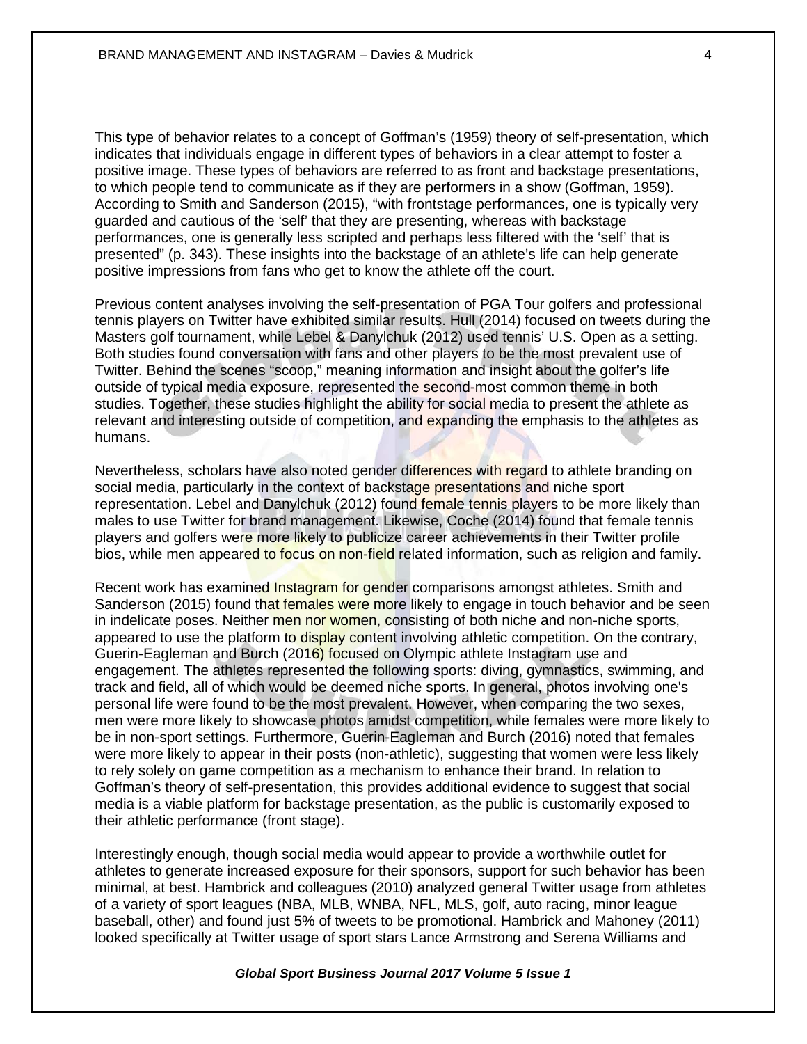This type of behavior relates to a concept of Goffman's (1959) theory of self-presentation, which indicates that individuals engage in different types of behaviors in a clear attempt to foster a positive image. These types of behaviors are referred to as front and backstage presentations, to which people tend to communicate as if they are performers in a show (Goffman, 1959). According to Smith and Sanderson (2015), "with frontstage performances, one is typically very guarded and cautious of the 'self' that they are presenting, whereas with backstage performances, one is generally less scripted and perhaps less filtered with the 'self' that is presented" (p. 343). These insights into the backstage of an athlete's life can help generate positive impressions from fans who get to know the athlete off the court.

Previous content analyses involving the self-presentation of PGA Tour golfers and professional tennis players on Twitter have exhibited similar results. Hull (2014) focused on tweets during the Masters golf tournament, while Lebel & Danylchuk (2012) used tennis' U.S. Open as a setting. Both studies found conversation with fans and other players to be the most prevalent use of Twitter. Behind the scenes "scoop," meaning information and insight about the golfer's life outside of typical media exposure, represented the second-most common theme in both studies. Together, these studies highlight the ability for social media to present the athlete as relevant and interesting outside of competition, and expanding the emphasis to the athletes as humans.

Nevertheless, scholars have also noted gender differences with regard to athlete branding on social media, particularly in the context of backstage presentations and niche sport representation. Lebel and Danylchuk (2012) found female tennis players to be more likely than males to use Twitter for brand management. Likewise, Coche (2014) found that female tennis players and golfers were more likely to publicize career achievements in their Twitter profile bios, while men appeared to focus on non-field related information, such as religion and family.

Recent work has examined Instagram for gender comparisons amongst athletes. Smith and Sanderson (2015) found that females were more likely to engage in touch behavior and be seen in indelicate poses. Neither men nor women, consisting of both niche and non-niche sports, appeared to use the platform to display content involving athletic competition. On the contrary, Guerin-Eagleman and Burch (2016) focused on Olympic athlete Instagram use and engagement. The athletes represented the following sports: diving, gymnastics, swimming, and track and field, all of which would be deemed niche sports. In general, photos involving one's personal life were found to be the most prevalent. However, when comparing the two sexes, men were more likely to showcase photos amidst competition, while females were more likely to be in non-sport settings. Furthermore, Guerin-Eagleman and Burch (2016) noted that females were more likely to appear in their posts (non-athletic), suggesting that women were less likely to rely solely on game competition as a mechanism to enhance their brand. In relation to Goffman's theory of self-presentation, this provides additional evidence to suggest that social media is a viable platform for backstage presentation, as the public is customarily exposed to their athletic performance (front stage).

Interestingly enough, though social media would appear to provide a worthwhile outlet for athletes to generate increased exposure for their sponsors, support for such behavior has been minimal, at best. Hambrick and colleagues (2010) analyzed general Twitter usage from athletes of a variety of sport leagues (NBA, MLB, WNBA, NFL, MLS, golf, auto racing, minor league baseball, other) and found just 5% of tweets to be promotional. Hambrick and Mahoney (2011) looked specifically at Twitter usage of sport stars Lance Armstrong and Serena Williams and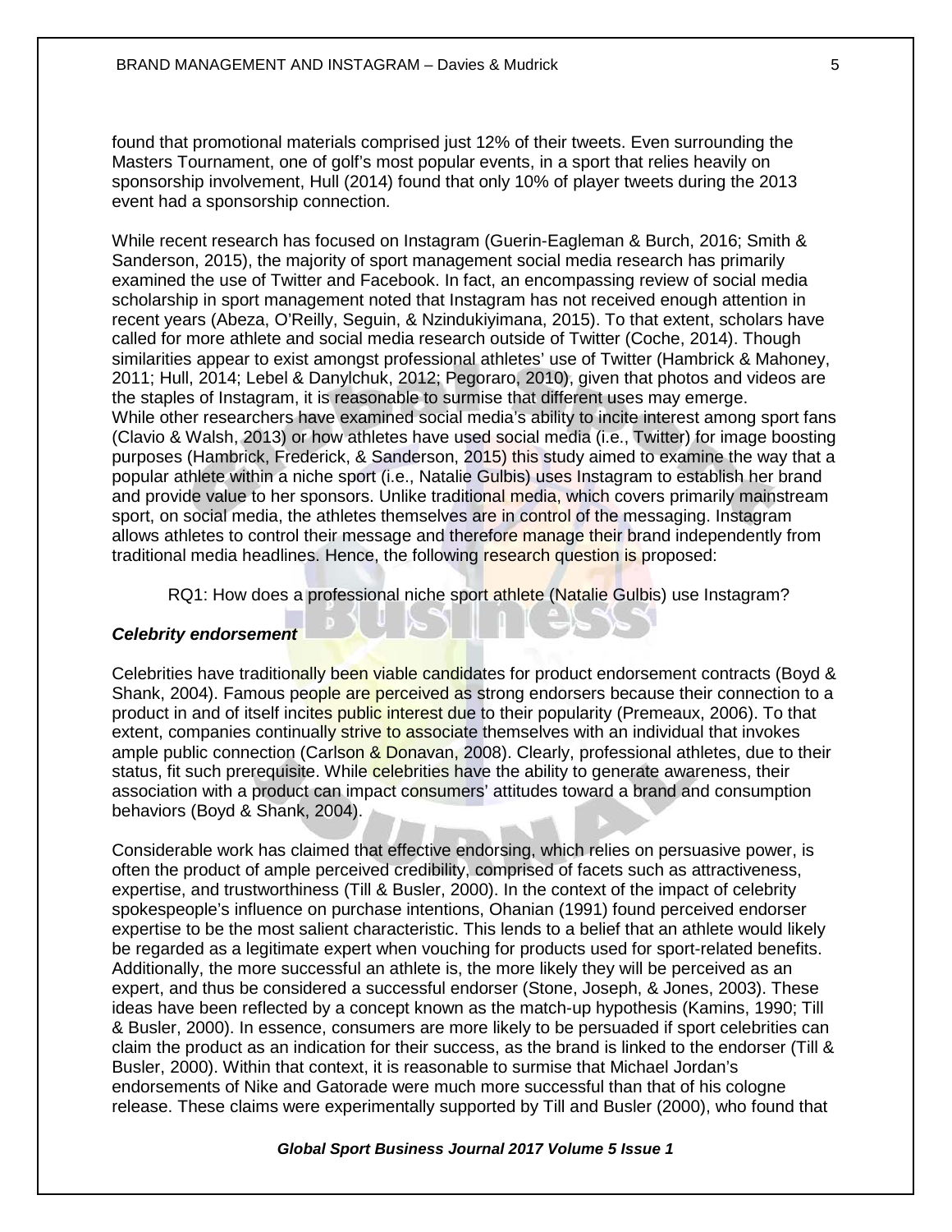found that promotional materials comprised just 12% of their tweets. Even surrounding the Masters Tournament, one of golf's most popular events, in a sport that relies heavily on sponsorship involvement, Hull (2014) found that only 10% of player tweets during the 2013 event had a sponsorship connection.

While recent research has focused on Instagram (Guerin-Eagleman & Burch, 2016; Smith & Sanderson, 2015), the majority of sport management social media research has primarily examined the use of Twitter and Facebook. In fact, an encompassing review of social media scholarship in sport management noted that Instagram has not received enough attention in recent years (Abeza, O'Reilly, Seguin, & Nzindukiyimana, 2015). To that extent, scholars have called for more athlete and social media research outside of Twitter (Coche, 2014). Though similarities appear to exist amongst professional athletes' use of Twitter (Hambrick & Mahoney, 2011; Hull, 2014; Lebel & Danylchuk, 2012; Pegoraro, 2010), given that photos and videos are the staples of Instagram, it is reasonable to surmise that different uses may emerge. While other researchers have examined social media's ability to incite interest among sport fans (Clavio & Walsh, 2013) or how athletes have used social media (i.e., Twitter) for image boosting purposes (Hambrick, Frederick, & Sanderson, 2015) this study aimed to examine the way that a popular athlete within a niche sport (i.e., Natalie Gulbis) uses Instagram to establish her brand and provide value to her sponsors. Unlike traditional media, which covers primarily mainstream sport, on social media, the athletes themselves are in control of the messaging. Instagram allows athletes to control their message and therefore manage their brand independently from traditional media headlines. Hence, the following research question is proposed:

RQ1: How does a professional niche sport athlete (Natalie Gulbis) use Instagram?

### *Celebrity endorsement*

Celebrities have traditionally been viable candidates for product endorsement contracts (Boyd & Shank, 2004). Famous people are perceived as strong endorsers because their connection to a product in and of itself incites public interest due to their popularity (Premeaux, 2006). To that extent, companies continually strive to associate themselves with an individual that invokes ample public connection (Carlson & Donavan, 2008). Clearly, professional athletes, due to their status, fit such prerequisite. While celebrities have the ability to generate awareness, their association with a product can impact consumers' attitudes toward a brand and consumption behaviors (Boyd & Shank, 2004).

Considerable work has claimed that effective endorsing, which relies on persuasive power, is often the product of ample perceived credibility, comprised of facets such as attractiveness, expertise, and trustworthiness (Till & Busler, 2000). In the context of the impact of celebrity spokespeople's influence on purchase intentions, Ohanian (1991) found perceived endorser expertise to be the most salient characteristic. This lends to a belief that an athlete would likely be regarded as a legitimate expert when vouching for products used for sport-related benefits. Additionally, the more successful an athlete is, the more likely they will be perceived as an expert, and thus be considered a successful endorser (Stone, Joseph, & Jones, 2003). These ideas have been reflected by a concept known as the match-up hypothesis (Kamins, 1990; Till & Busler, 2000). In essence, consumers are more likely to be persuaded if sport celebrities can claim the product as an indication for their success, as the brand is linked to the endorser (Till & Busler, 2000). Within that context, it is reasonable to surmise that Michael Jordan's endorsements of Nike and Gatorade were much more successful than that of his cologne release. These claims were experimentally supported by Till and Busler (2000), who found that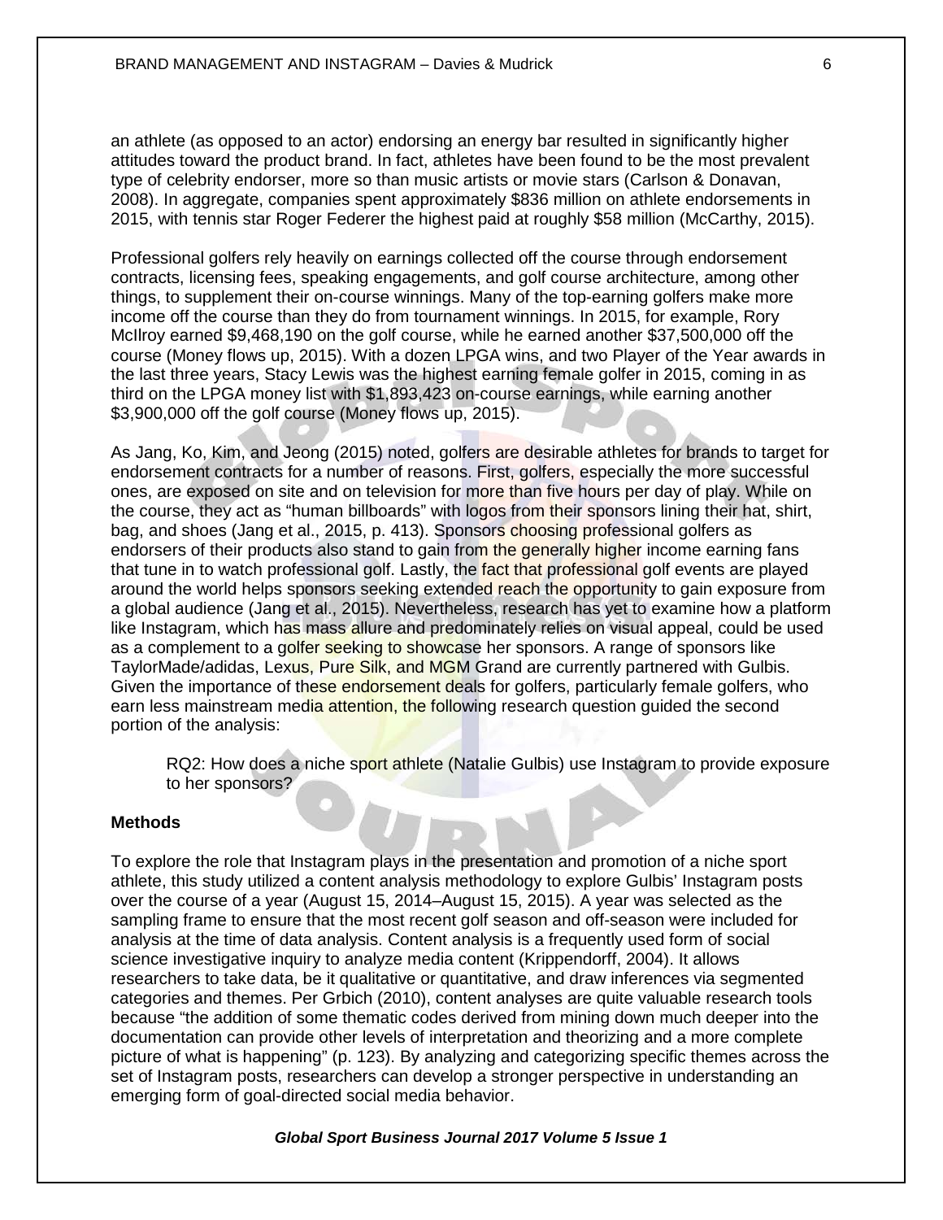an athlete (as opposed to an actor) endorsing an energy bar resulted in significantly higher attitudes toward the product brand. In fact, athletes have been found to be the most prevalent type of celebrity endorser, more so than music artists or movie stars (Carlson & Donavan, 2008). In aggregate, companies spent approximately $836 million on athlete endorsements in 2015, with tennis star Roger Federer the highest paid at roughly $58 million (McCarthy, 2015).

Professional golfers rely heavily on earnings collected off the course through endorsement contracts, licensing fees, speaking engagements, and golf course architecture, among other things, to supplement their on-course winnings. Many of the top-earning golfers make more income off the course than they do from tournament winnings. In 2015, for example, Rory McIlroy earned $9,468,190 on the golf course, while he earned another $37,500,000 off the course (Money flows up, 2015). With a dozen LPGA wins, and two Player of the Year awards in the last three years, Stacy Lewis was the highest earning female golfer in 2015, coming in as third on the LPGA money list with $1,893,423 on-course earnings, while earning another $3,900,000 off the golf course (Money flows up, 2015).

As Jang, Ko, Kim, and Jeong (2015) noted, golfers are desirable athletes for brands to target for endorsement contracts for a number of reasons. First, golfers, especially the more successful ones, are exposed on site and on television for more than five hours per day of play. While on the course, they act as "human billboards" with logos from their sponsors lining their hat, shirt, bag, and shoes (Jang et al., 2015, p. 413). Sponsors choosing professional golfers as endorsers of their products also stand to gain from the generally higher income earning fans that tune in to watch professional golf. Lastly, the fact that professional golf events are played around the world helps sponsors seeking extended reach the opportunity to gain exposure from a global audience (Jang et al., 2015). Nevertheless, research has yet to examine how a platform like Instagram, which has mass allure and predominately relies on visual appeal, could be used as a complement to a golfer seeking to showcase her sponsors. A range of sponsors like TaylorMade/adidas, Lexus, Pure Silk, and MGM Grand are currently partnered with Gulbis. Given the importance of these endorsement deals for golfers, particularly female golfers, who earn less mainstream media attention, the following research question guided the second portion of the analysis:

> RQ2: How does a niche sport athlete (Natalie Gulbis) use Instagram to provide exposure to her sponsors?

### Methods

To explore the role that Instagram plays in the presentation and promotion of a niche sport athlete, this study utilized a content analysis methodology to explore Gulbis' Instagram posts over the course of a year (August 15, 2014–August 15, 2015). A year was selected as the sampling frame to ensure that the most recent golf season and off-season were included for analysis at the time of data analysis. Content analysis is a frequently used form of social science investigative inquiry to analyze media content (Krippendorff, 2004). It allows researchers to take data, be it qualitative or quantitative, and draw inferences via segmented categories and themes. Per Grbich (2010), content analyses are quite valuable research tools because "the addition of some thematic codes derived from mining down much deeper into the documentation can provide other levels of interpretation and theorizing and a more complete picture of what is happening" (p. 123). By analyzing and categorizing specific themes across the set of Instagram posts, researchers can develop a stronger perspective in understanding an emerging form of goal-directed social media behavior.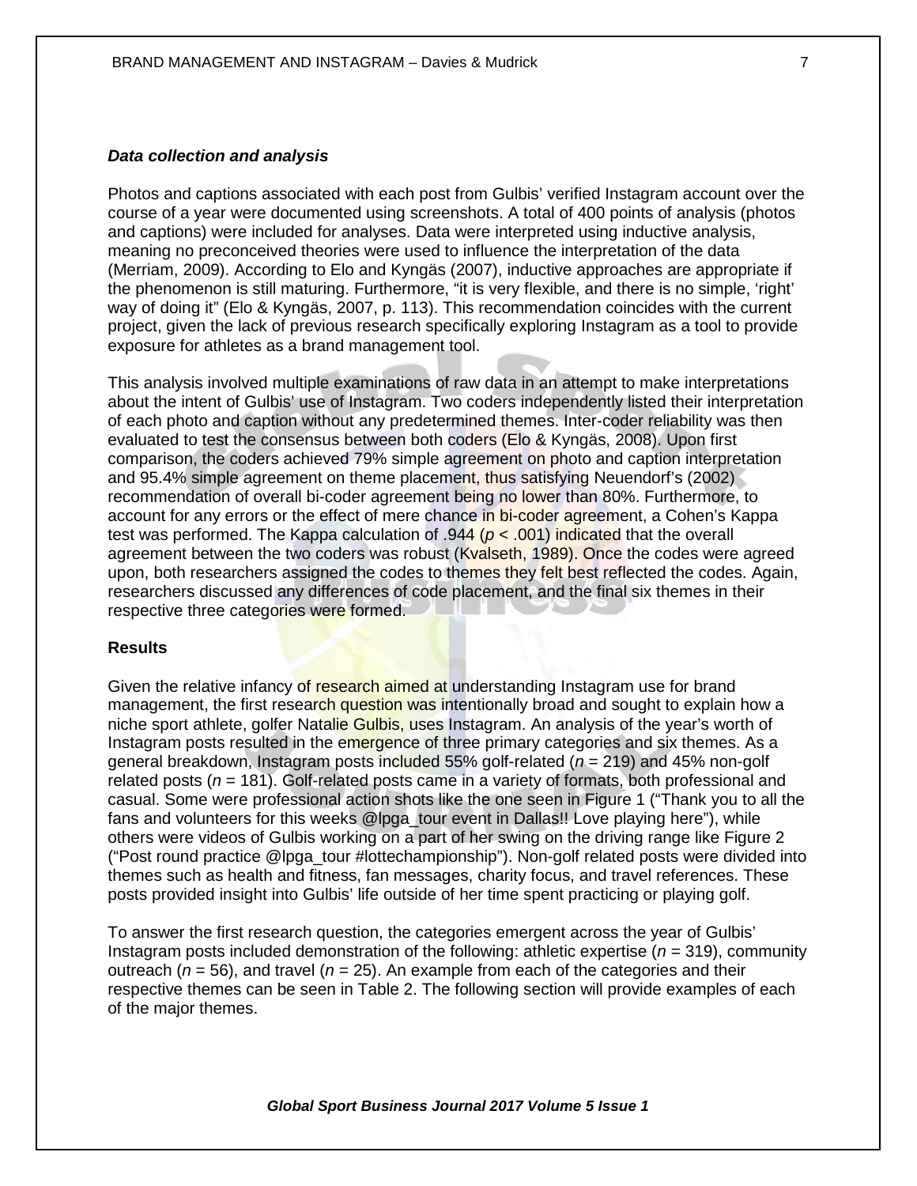### *Data collection and analysis*

Photos and captions associated with each post from Gulbis' verified Instagram account over the course of a year were documented using screenshots. A total of 400 points of analysis (photos and captions) were included for analyses. Data were interpreted using inductive analysis, meaning no preconceived theories were used to influence the interpretation of the data (Merriam, 2009). According to Elo and Kyngäs (2007), inductive approaches are appropriate if the phenomenon is still maturing. Furthermore, "it is very flexible, and there is no simple, 'right' way of doing it" (Elo & Kyngäs, 2007, p. 113). This recommendation coincides with the current project, given the lack of previous research specifically exploring Instagram as a tool to provide exposure for athletes as a brand management tool.

This analysis involved multiple examinations of raw data in an attempt to make interpretations about the intent of Gulbis' use of Instagram. Two coders independently listed their interpretation of each photo and caption without any predetermined themes. Inter-coder reliability was then evaluated to test the consensus between both coders (Elo & Kyngäs, 2008). Upon first comparison, the coders achieved 79% simple agreement on photo and caption interpretation and 95.4% simple agreement on theme placement, thus satisfying Neuendorf's (2002) recommendation of overall bi-coder agreement being no lower than 80%. Furthermore, to account for any errors or the effect of mere chance in bi-coder agreement, a Cohen's Kappa test was performed. The Kappa calculation of .944 ($p < .001$) indicated that the overall agreement between the two coders was robust (Kvalseth, 1989). Once the codes were agreed upon, both researchers assigned the codes to themes they felt best reflected the codes. Again, researchers discussed any differences of code placement, and the final six themes in their respective three categories were formed.

## Results

Given the relative infancy of research aimed at understanding Instagram use for brand management, the first research question was intentionally broad and sought to explain how a niche sport athlete, golfer Natalie Gulbis, uses Instagram. An analysis of the year's worth of Instagram posts resulted in the emergence of three primary categories and six themes. As a general breakdown, Instagram posts included 55% golf-related ($n = 219$) and 45% non-golf related posts ($n = 181$). Golf-related posts came in a variety of formats, both professional and casual. Some were professional action shots like the one seen in Figure 1 ("Thank you to all the fans and volunteers for this weeks @lpga_tour event in Dallas!! Love playing here"), while others were videos of Gulbis working on a part of her swing on the driving range like Figure 2 ("Post round practice @lpga_tour #lottechampionship"). Non-golf related posts were divided into themes such as health and fitness, fan messages, charity focus, and travel references. These posts provided insight into Gulbis' life outside of her time spent practicing or playing golf.

To answer the first research question, the categories emergent across the year of Gulbis' Instagram posts included demonstration of the following: athletic expertise ($n = 319$), community outreach ($n = 56$), and travel ($n = 25$). An example from each of the categories and their respective themes can be seen in Table 2. The following section will provide examples of each of the major themes.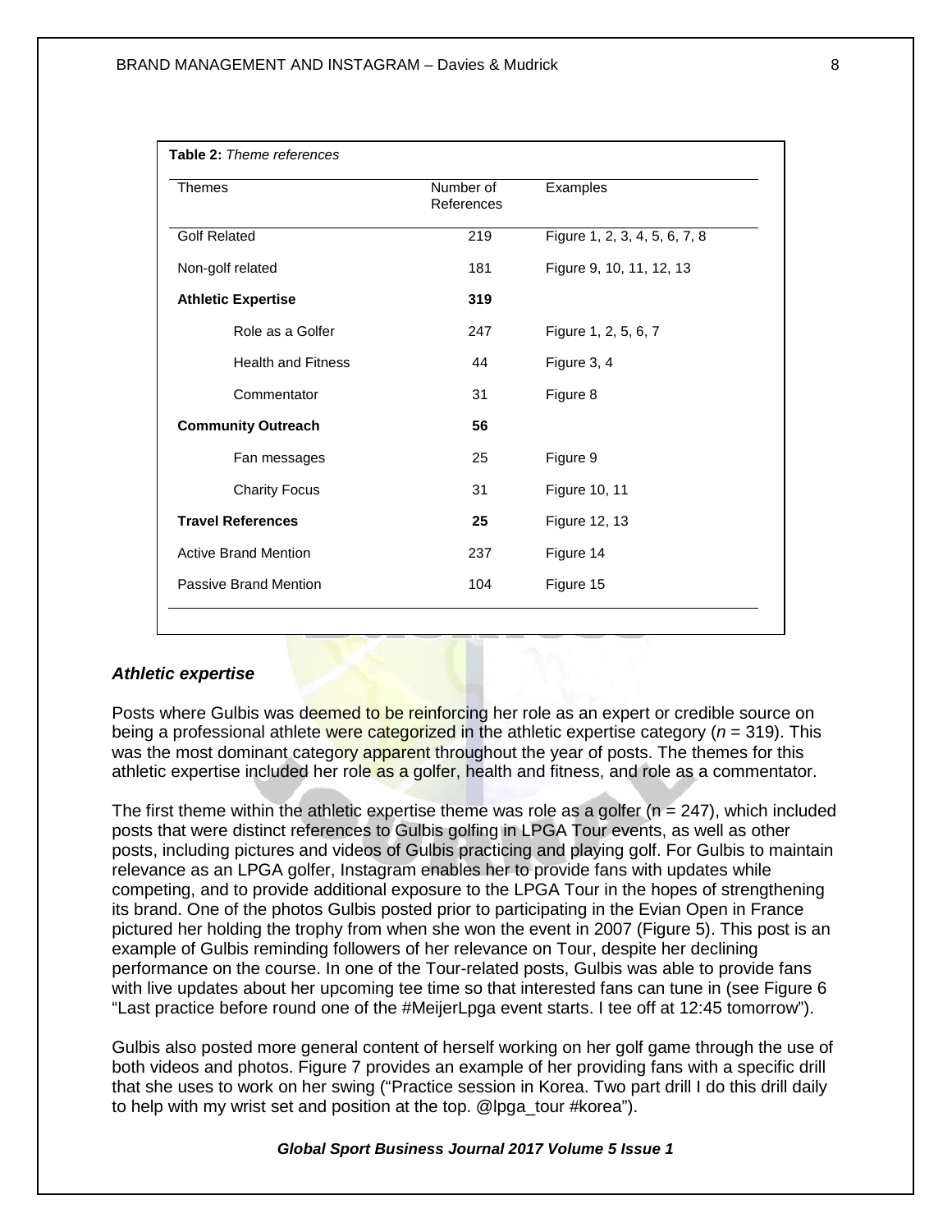**Table 2:** *Theme references*

| Themes | Number of References | Examples |
|---|---|---|
| Golf Related | 219 | Figure 1, 2, 3, 4, 5, 6, 7, 8 |
| Non-golf related | 181 | Figure 9, 10, 11, 12, 13 |
| **Athletic Expertise** | **319** | |
| Role as a Golfer | 247 | Figure 1, 2, 5, 6, 7 |
| Health and Fitness | 44 | Figure 3, 4 |
| Commentator | 31 | Figure 8 |
| **Community Outreach** | **56** | |
| Fan messages | 25 | Figure 9 |
| Charity Focus | 31 | Figure 10, 11 |
| **Travel References** | **25** | Figure 12, 13 |
| Active Brand Mention | 237 | Figure 14 |
| Passive Brand Mention | 104 | Figure 15 |

### *Athletic expertise*

Posts where Gulbis was deemed to be reinforcing her role as an expert or credible source on being a professional athlete were categorized in the athletic expertise category ($n$ = 319). This was the most dominant category apparent throughout the year of posts. The themes for this athletic expertise included her role as a golfer, health and fitness, and role as a commentator.

The first theme within the athletic expertise theme was role as a golfer (n = 247), which included posts that were distinct references to Gulbis golfing in LPGA Tour events, as well as other posts, including pictures and videos of Gulbis practicing and playing golf. For Gulbis to maintain relevance as an LPGA golfer, Instagram enables her to provide fans with updates while competing, and to provide additional exposure to the LPGA Tour in the hopes of strengthening its brand. One of the photos Gulbis posted prior to participating in the Evian Open in France pictured her holding the trophy from when she won the event in 2007 (Figure 5). This post is an example of Gulbis reminding followers of her relevance on Tour, despite her declining performance on the course. In one of the Tour-related posts, Gulbis was able to provide fans with live updates about her upcoming tee time so that interested fans can tune in (see Figure 6 "Last practice before round one of the #MeijerLpga event starts. I tee off at 12:45 tomorrow").

Gulbis also posted more general content of herself working on her golf game through the use of both videos and photos. Figure 7 provides an example of her providing fans with a specific drill that she uses to work on her swing ("Practice session in Korea. Two part drill I do this drill daily to help with my wrist set and position at the top. @lpga_tour #korea").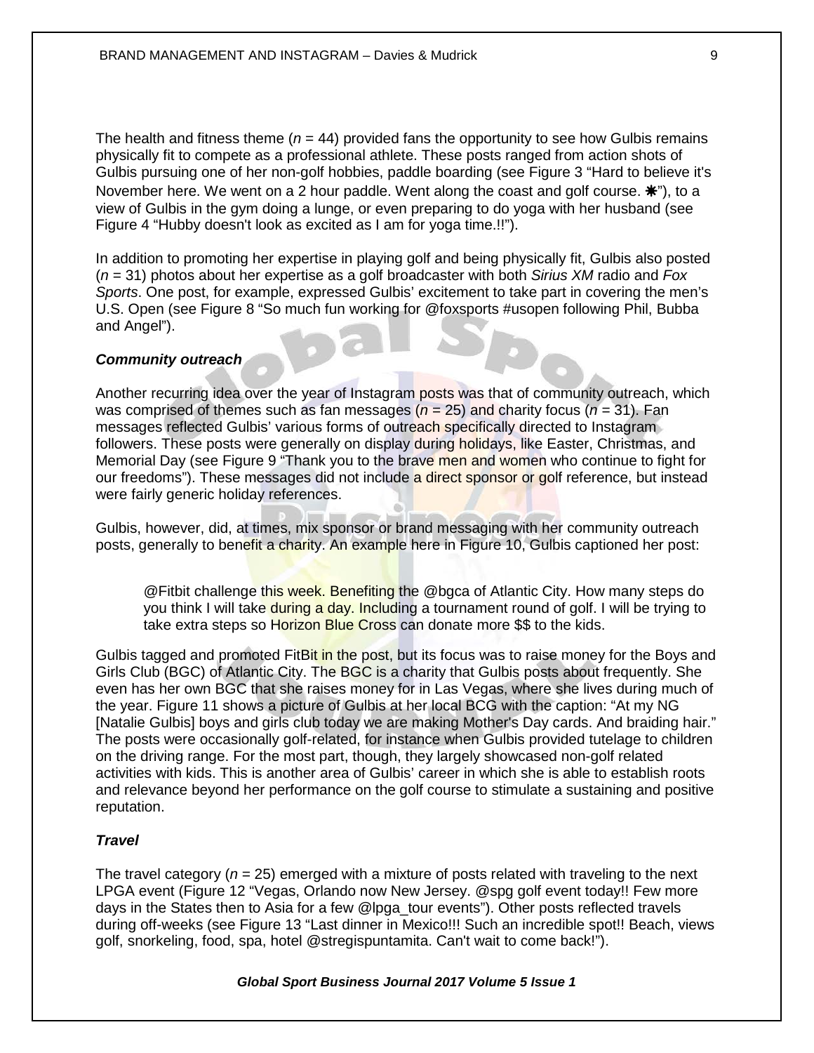The health and fitness theme ($n$ = 44) provided fans the opportunity to see how Gulbis remains physically fit to compete as a professional athlete. These posts ranged from action shots of Gulbis pursuing one of her non-golf hobbies, paddle boarding (see Figure 3 "Hard to believe it's November here. We went on a 2 hour paddle. Went along the coast and golf course. ☀"), to a view of Gulbis in the gym doing a lunge, or even preparing to do yoga with her husband (see Figure 4 "Hubby doesn't look as excited as I am for yoga time.!!").

In addition to promoting her expertise in playing golf and being physically fit, Gulbis also posted ($n$ = 31) photos about her expertise as a golf broadcaster with both *Sirius XM* radio and *Fox Sports*. One post, for example, expressed Gulbis' excitement to take part in covering the men's U.S. Open (see Figure 8 "So much fun working for @foxsports #usopen following Phil, Bubba and Angel").

### *Community outreach*

Another recurring idea over the year of Instagram posts was that of community outreach, which was comprised of themes such as fan messages ($n$ = 25) and charity focus ($n$ = 31). Fan messages reflected Gulbis' various forms of outreach specifically directed to Instagram followers. These posts were generally on display during holidays, like Easter, Christmas, and Memorial Day (see Figure 9 "Thank you to the brave men and women who continue to fight for our freedoms"). These messages did not include a direct sponsor or golf reference, but instead were fairly generic holiday references.

Gulbis, however, did, at times, mix sponsor or brand messaging with her community outreach posts, generally to benefit a charity. An example here in Figure 10, Gulbis captioned her post:

> @Fitbit challenge this week. Benefiting the @bgca of Atlantic City. How many steps do you think I will take during a day. Including a tournament round of golf. I will be trying to take extra steps so Horizon Blue Cross can donate more $$ to the kids.

Gulbis tagged and promoted FitBit in the post, but its focus was to raise money for the Boys and Girls Club (BGC) of Atlantic City. The BGC is a charity that Gulbis posts about frequently. She even has her own BGC that she raises money for in Las Vegas, where she lives during much of the year. Figure 11 shows a picture of Gulbis at her local BCG with the caption: "At my NG [Natalie Gulbis] boys and girls club today we are making Mother's Day cards. And braiding hair." The posts were occasionally golf-related, for instance when Gulbis provided tutelage to children on the driving range. For the most part, though, they largely showcased non-golf related activities with kids. This is another area of Gulbis' career in which she is able to establish roots and relevance beyond her performance on the golf course to stimulate a sustaining and positive reputation.

### *Travel*

The travel category ($n$ = 25) emerged with a mixture of posts related with traveling to the next LPGA event (Figure 12 "Vegas, Orlando now New Jersey. @spg golf event today!! Few more days in the States then to Asia for a few @lpga_tour events"). Other posts reflected travels during off-weeks (see Figure 13 "Last dinner in Mexico!!! Such an incredible spot!! Beach, views golf, snorkeling, food, spa, hotel @stregispuntamita. Can't wait to come back!").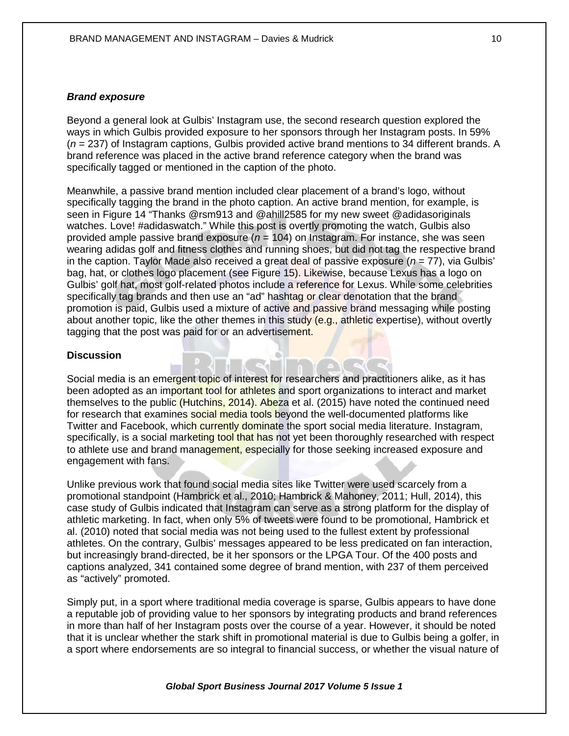### *Brand exposure*

Beyond a general look at Gulbis' Instagram use, the second research question explored the ways in which Gulbis provided exposure to her sponsors through her Instagram posts. In 59% ($n$ = 237) of Instagram captions, Gulbis provided active brand mentions to 34 different brands. A brand reference was placed in the active brand reference category when the brand was specifically tagged or mentioned in the caption of the photo.

Meanwhile, a passive brand mention included clear placement of a brand's logo, without specifically tagging the brand in the photo caption. An active brand mention, for example, is seen in Figure 14 "Thanks @rsm913 and @ahill2585 for my new sweet @adidasoriginals watches. Love! #adidaswatch." While this post is overtly promoting the watch, Gulbis also provided ample passive brand exposure ($n$ = 104) on Instagram. For instance, she was seen wearing adidas golf and fitness clothes and running shoes, but did not tag the respective brand in the caption. Taylor Made also received a great deal of passive exposure ($n$ = 77), via Gulbis' bag, hat, or clothes logo placement (see Figure 15). Likewise, because Lexus has a logo on Gulbis' golf hat, most golf-related photos include a reference for Lexus. While some celebrities specifically tag brands and then use an "ad" hashtag or clear denotation that the brand promotion is paid, Gulbis used a mixture of active and passive brand messaging while posting about another topic, like the other themes in this study (e.g., athletic expertise), without overtly tagging that the post was paid for or an advertisement.

## Discussion

Social media is an emergent topic of interest for researchers and practitioners alike, as it has been adopted as an important tool for athletes and sport organizations to interact and market themselves to the public (Hutchins, 2014). Abeza et al. (2015) have noted the continued need for research that examines social media tools beyond the well-documented platforms like Twitter and Facebook, which currently dominate the sport social media literature. Instagram, specifically, is a social marketing tool that has not yet been thoroughly researched with respect to athlete use and brand management, especially for those seeking increased exposure and engagement with fans.

Unlike previous work that found social media sites like Twitter were used scarcely from a promotional standpoint (Hambrick et al., 2010; Hambrick & Mahoney, 2011; Hull, 2014), this case study of Gulbis indicated that Instagram can serve as a strong platform for the display of athletic marketing. In fact, when only 5% of tweets were found to be promotional, Hambrick et al. (2010) noted that social media was not being used to the fullest extent by professional athletes. On the contrary, Gulbis' messages appeared to be less predicated on fan interaction, but increasingly brand-directed, be it her sponsors or the LPGA Tour. Of the 400 posts and captions analyzed, 341 contained some degree of brand mention, with 237 of them perceived as "actively" promoted.

Simply put, in a sport where traditional media coverage is sparse, Gulbis appears to have done a reputable job of providing value to her sponsors by integrating products and brand references in more than half of her Instagram posts over the course of a year. However, it should be noted that it is unclear whether the stark shift in promotional material is due to Gulbis being a golfer, in a sport where endorsements are so integral to financial success, or whether the visual nature of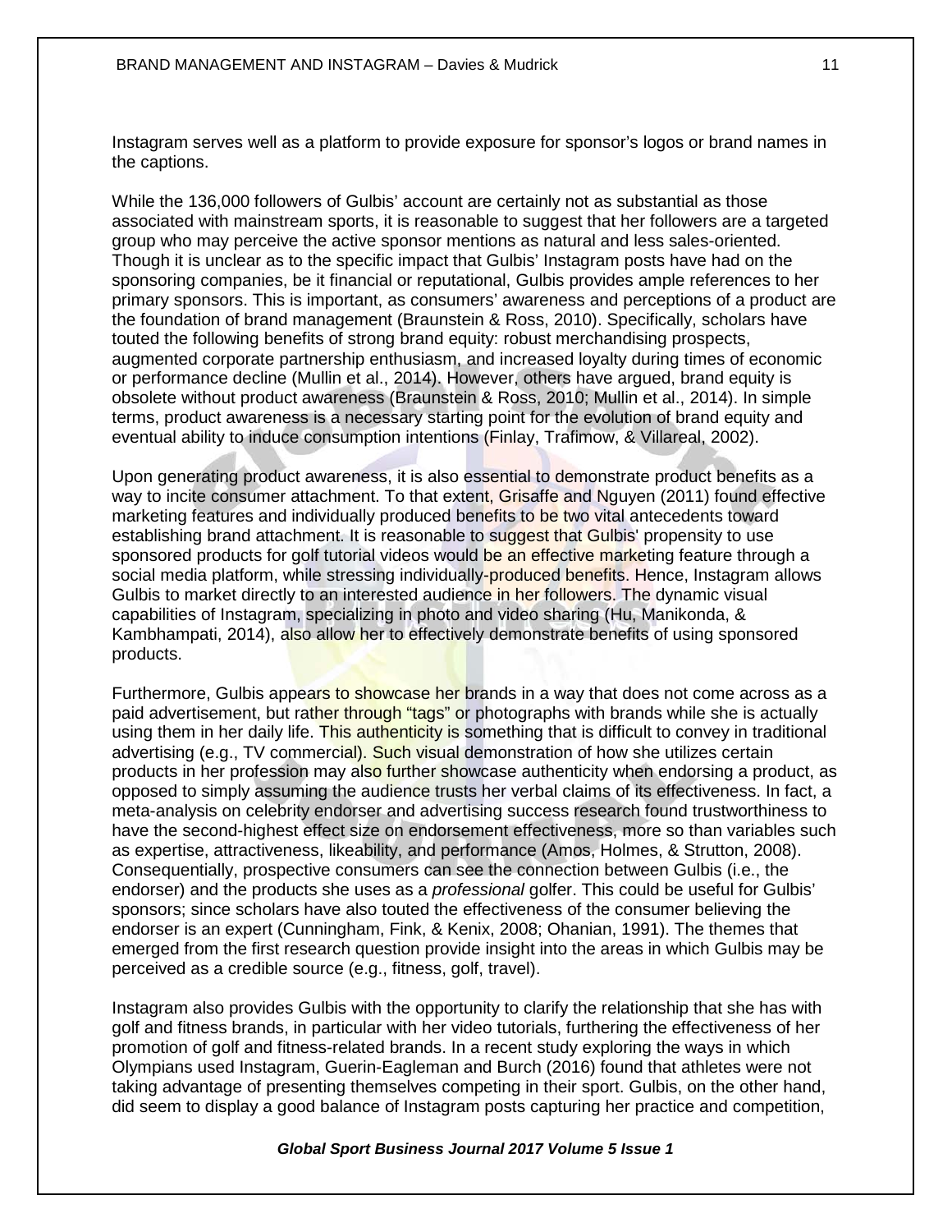Instagram serves well as a platform to provide exposure for sponsor's logos or brand names in the captions.

While the 136,000 followers of Gulbis' account are certainly not as substantial as those associated with mainstream sports, it is reasonable to suggest that her followers are a targeted group who may perceive the active sponsor mentions as natural and less sales-oriented. Though it is unclear as to the specific impact that Gulbis' Instagram posts have had on the sponsoring companies, be it financial or reputational, Gulbis provides ample references to her primary sponsors. This is important, as consumers' awareness and perceptions of a product are the foundation of brand management (Braunstein & Ross, 2010). Specifically, scholars have touted the following benefits of strong brand equity: robust merchandising prospects, augmented corporate partnership enthusiasm, and increased loyalty during times of economic or performance decline (Mullin et al., 2014). However, others have argued, brand equity is obsolete without product awareness (Braunstein & Ross, 2010; Mullin et al., 2014). In simple terms, product awareness is a necessary starting point for the evolution of brand equity and eventual ability to induce consumption intentions (Finlay, Trafimow, & Villareal, 2002).

Upon generating product awareness, it is also essential to demonstrate product benefits as a way to incite consumer attachment. To that extent, Grisaffe and Nguyen (2011) found effective marketing features and individually produced benefits to be two vital antecedents toward establishing brand attachment. It is reasonable to suggest that Gulbis' propensity to use sponsored products for golf tutorial videos would be an effective marketing feature through a social media platform, while stressing individually-produced benefits. Hence, Instagram allows Gulbis to market directly to an interested audience in her followers. The dynamic visual capabilities of Instagram, specializing in photo and video sharing (Hu, Manikonda, & Kambhampati, 2014), also allow her to effectively demonstrate benefits of using sponsored products.

Furthermore, Gulbis appears to showcase her brands in a way that does not come across as a paid advertisement, but rather through "tags" or photographs with brands while she is actually using them in her daily life. This authenticity is something that is difficult to convey in traditional advertising (e.g., TV commercial). Such visual demonstration of how she utilizes certain products in her profession may also further showcase authenticity when endorsing a product, as opposed to simply assuming the audience trusts her verbal claims of its effectiveness. In fact, a meta-analysis on celebrity endorser and advertising success research found trustworthiness to have the second-highest effect size on endorsement effectiveness, more so than variables such as expertise, attractiveness, likeability, and performance (Amos, Holmes, & Strutton, 2008). Consequentially, prospective consumers can see the connection between Gulbis (i.e., the endorser) and the products she uses as a *professional* golfer. This could be useful for Gulbis' sponsors; since scholars have also touted the effectiveness of the consumer believing the endorser is an expert (Cunningham, Fink, & Kenix, 2008; Ohanian, 1991). The themes that emerged from the first research question provide insight into the areas in which Gulbis may be perceived as a credible source (e.g., fitness, golf, travel).

Instagram also provides Gulbis with the opportunity to clarify the relationship that she has with golf and fitness brands, in particular with her video tutorials, furthering the effectiveness of her promotion of golf and fitness-related brands. In a recent study exploring the ways in which Olympians used Instagram, Guerin-Eagleman and Burch (2016) found that athletes were not taking advantage of presenting themselves competing in their sport. Gulbis, on the other hand, did seem to display a good balance of Instagram posts capturing her practice and competition,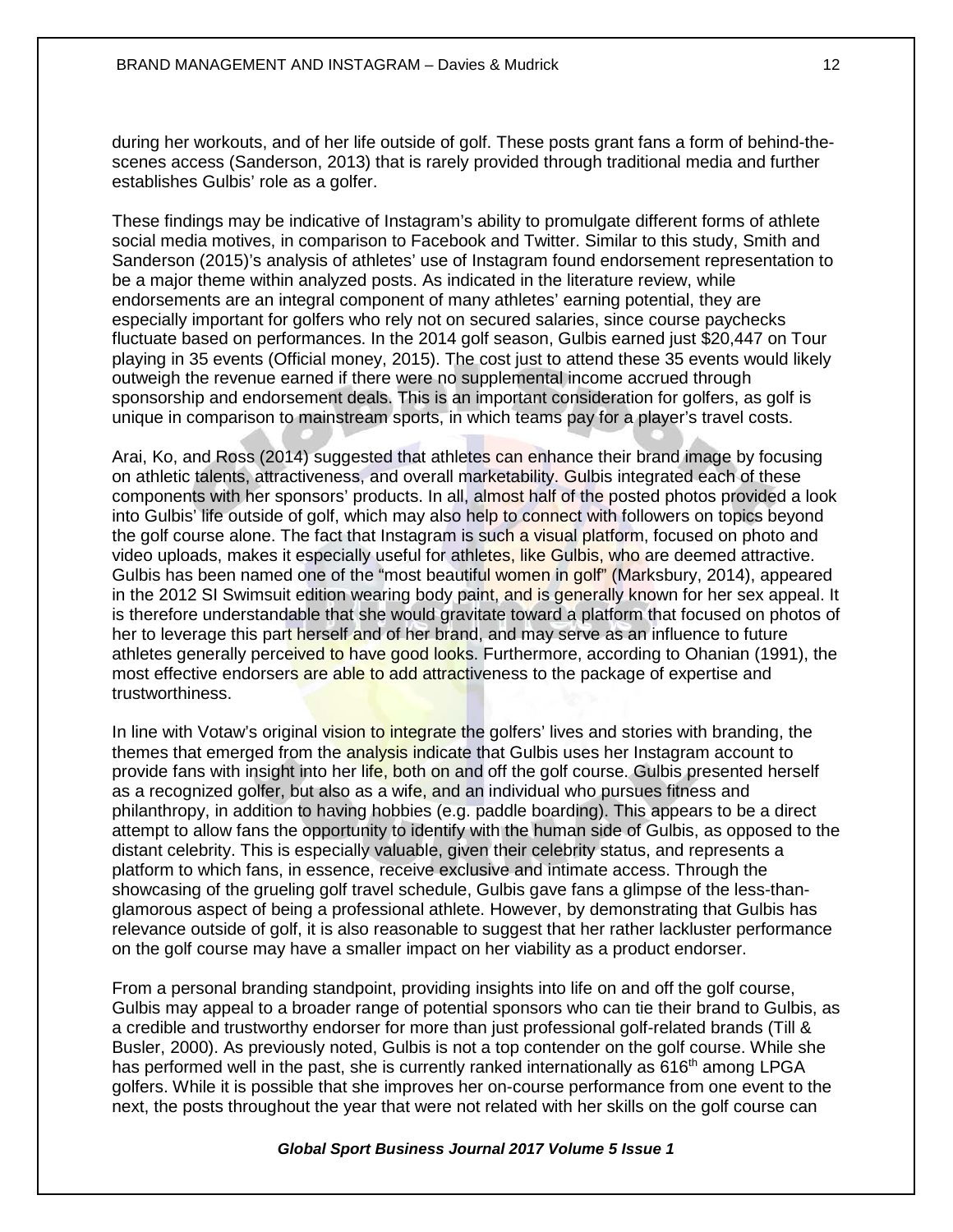during her workouts, and of her life outside of golf. These posts grant fans a form of behind-the-scenes access (Sanderson, 2013) that is rarely provided through traditional media and further establishes Gulbis' role as a golfer.

These findings may be indicative of Instagram's ability to promulgate different forms of athlete social media motives, in comparison to Facebook and Twitter. Similar to this study, Smith and Sanderson (2015)'s analysis of athletes' use of Instagram found endorsement representation to be a major theme within analyzed posts. As indicated in the literature review, while endorsements are an integral component of many athletes' earning potential, they are especially important for golfers who rely not on secured salaries, since course paychecks fluctuate based on performances. In the 2014 golf season, Gulbis earned just $20,447 on Tour playing in 35 events (Official money, 2015). The cost just to attend these 35 events would likely outweigh the revenue earned if there were no supplemental income accrued through sponsorship and endorsement deals. This is an important consideration for golfers, as golf is unique in comparison to mainstream sports, in which teams pay for a player's travel costs.

Arai, Ko, and Ross (2014) suggested that athletes can enhance their brand image by focusing on athletic talents, attractiveness, and overall marketability. Gulbis integrated each of these components with her sponsors' products. In all, almost half of the posted photos provided a look into Gulbis' life outside of golf, which may also help to connect with followers on topics beyond the golf course alone. The fact that Instagram is such a visual platform, focused on photo and video uploads, makes it especially useful for athletes, like Gulbis, who are deemed attractive. Gulbis has been named one of the "most beautiful women in golf" (Marksbury, 2014), appeared in the 2012 SI Swimsuit edition wearing body paint, and is generally known for her sex appeal. It is therefore understandable that she would gravitate toward a platform that focused on photos of her to leverage this part herself and of her brand, and may serve as an influence to future athletes generally perceived to have good looks. Furthermore, according to Ohanian (1991), the most effective endorsers are able to add attractiveness to the package of expertise and trustworthiness.

In line with Votaw's original vision to integrate the golfers' lives and stories with branding, the themes that emerged from the analysis indicate that Gulbis uses her Instagram account to provide fans with insight into her life, both on and off the golf course. Gulbis presented herself as a recognized golfer, but also as a wife, and an individual who pursues fitness and philanthropy, in addition to having hobbies (e.g. paddle boarding). This appears to be a direct attempt to allow fans the opportunity to identify with the human side of Gulbis, as opposed to the distant celebrity. This is especially valuable, given their celebrity status, and represents a platform to which fans, in essence, receive exclusive and intimate access. Through the showcasing of the grueling golf travel schedule, Gulbis gave fans a glimpse of the less-than-glamorous aspect of being a professional athlete. However, by demonstrating that Gulbis has relevance outside of golf, it is also reasonable to suggest that her rather lackluster performance on the golf course may have a smaller impact on her viability as a product endorser.

From a personal branding standpoint, providing insights into life on and off the golf course, Gulbis may appeal to a broader range of potential sponsors who can tie their brand to Gulbis, as a credible and trustworthy endorser for more than just professional golf-related brands (Till & Busler, 2000). As previously noted, Gulbis is not a top contender on the golf course. While she has performed well in the past, she is currently ranked internationally as 616th among LPGA golfers. While it is possible that she improves her on-course performance from one event to the next, the posts throughout the year that were not related with her skills on the golf course can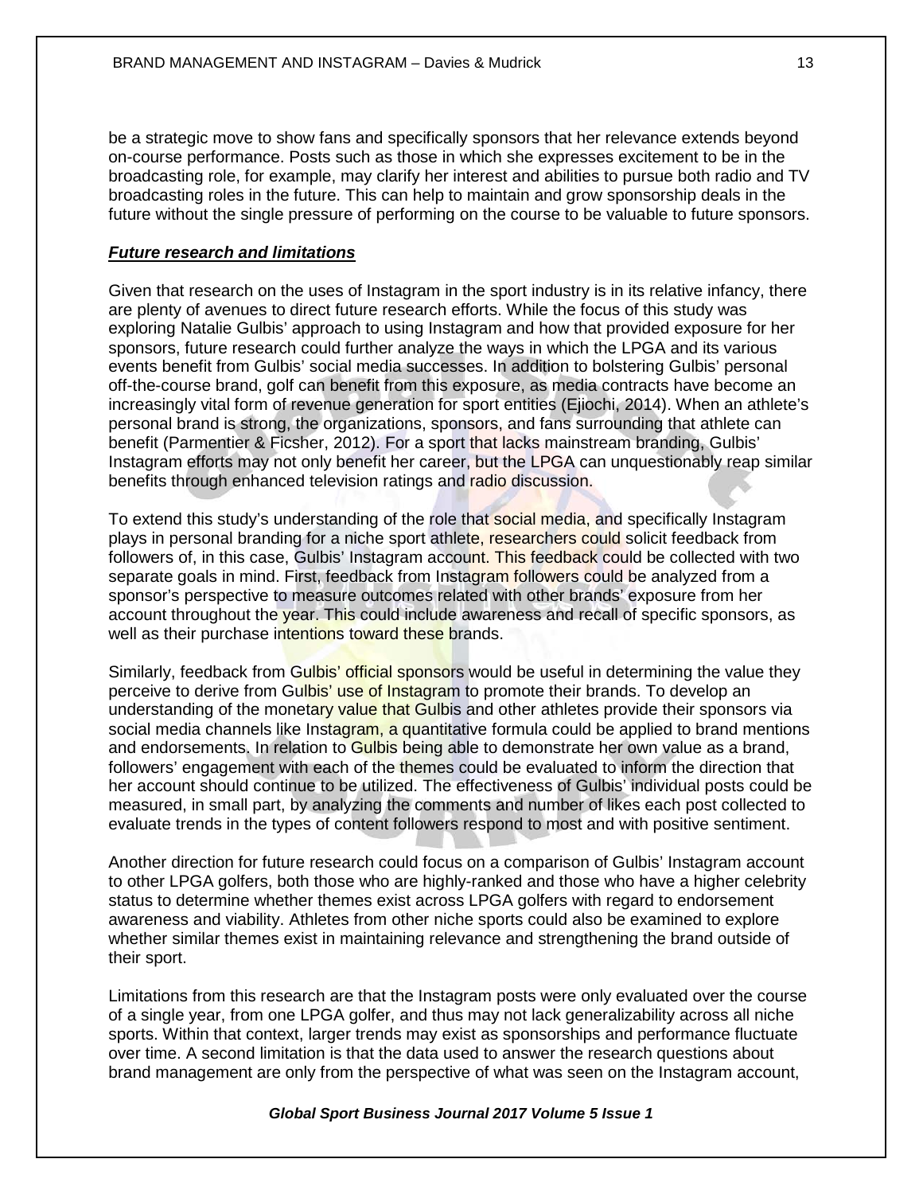be a strategic move to show fans and specifically sponsors that her relevance extends beyond on-course performance. Posts such as those in which she expresses excitement to be in the broadcasting role, for example, may clarify her interest and abilities to pursue both radio and TV broadcasting roles in the future. This can help to maintain and grow sponsorship deals in the future without the single pressure of performing on the course to be valuable to future sponsors.

***Future research and limitations***

Given that research on the uses of Instagram in the sport industry is in its relative infancy, there are plenty of avenues to direct future research efforts. While the focus of this study was exploring Natalie Gulbis' approach to using Instagram and how that provided exposure for her sponsors, future research could further analyze the ways in which the LPGA and its various events benefit from Gulbis' social media successes. In addition to bolstering Gulbis' personal off-the-course brand, golf can benefit from this exposure, as media contracts have become an increasingly vital form of revenue generation for sport entities (Ejiochi, 2014). When an athlete's personal brand is strong, the organizations, sponsors, and fans surrounding that athlete can benefit (Parmentier & Ficsher, 2012). For a sport that lacks mainstream branding, Gulbis' Instagram efforts may not only benefit her career, but the LPGA can unquestionably reap similar benefits through enhanced television ratings and radio discussion.

To extend this study's understanding of the role that social media, and specifically Instagram plays in personal branding for a niche sport athlete, researchers could solicit feedback from followers of, in this case, Gulbis' Instagram account. This feedback could be collected with two separate goals in mind. First, feedback from Instagram followers could be analyzed from a sponsor's perspective to measure outcomes related with other brands' exposure from her account throughout the year. This could include awareness and recall of specific sponsors, as well as their purchase intentions toward these brands.

Similarly, feedback from Gulbis' official sponsors would be useful in determining the value they perceive to derive from Gulbis' use of Instagram to promote their brands. To develop an understanding of the monetary value that Gulbis and other athletes provide their sponsors via social media channels like Instagram, a quantitative formula could be applied to brand mentions and endorsements. In relation to Gulbis being able to demonstrate her own value as a brand, followers' engagement with each of the themes could be evaluated to inform the direction that her account should continue to be utilized. The effectiveness of Gulbis' individual posts could be measured, in small part, by analyzing the comments and number of likes each post collected to evaluate trends in the types of content followers respond to most and with positive sentiment.

Another direction for future research could focus on a comparison of Gulbis' Instagram account to other LPGA golfers, both those who are highly-ranked and those who have a higher celebrity status to determine whether themes exist across LPGA golfers with regard to endorsement awareness and viability. Athletes from other niche sports could also be examined to explore whether similar themes exist in maintaining relevance and strengthening the brand outside of their sport.

Limitations from this research are that the Instagram posts were only evaluated over the course of a single year, from one LPGA golfer, and thus may not lack generalizability across all niche sports. Within that context, larger trends may exist as sponsorships and performance fluctuate over time. A second limitation is that the data used to answer the research questions about brand management are only from the perspective of what was seen on the Instagram account,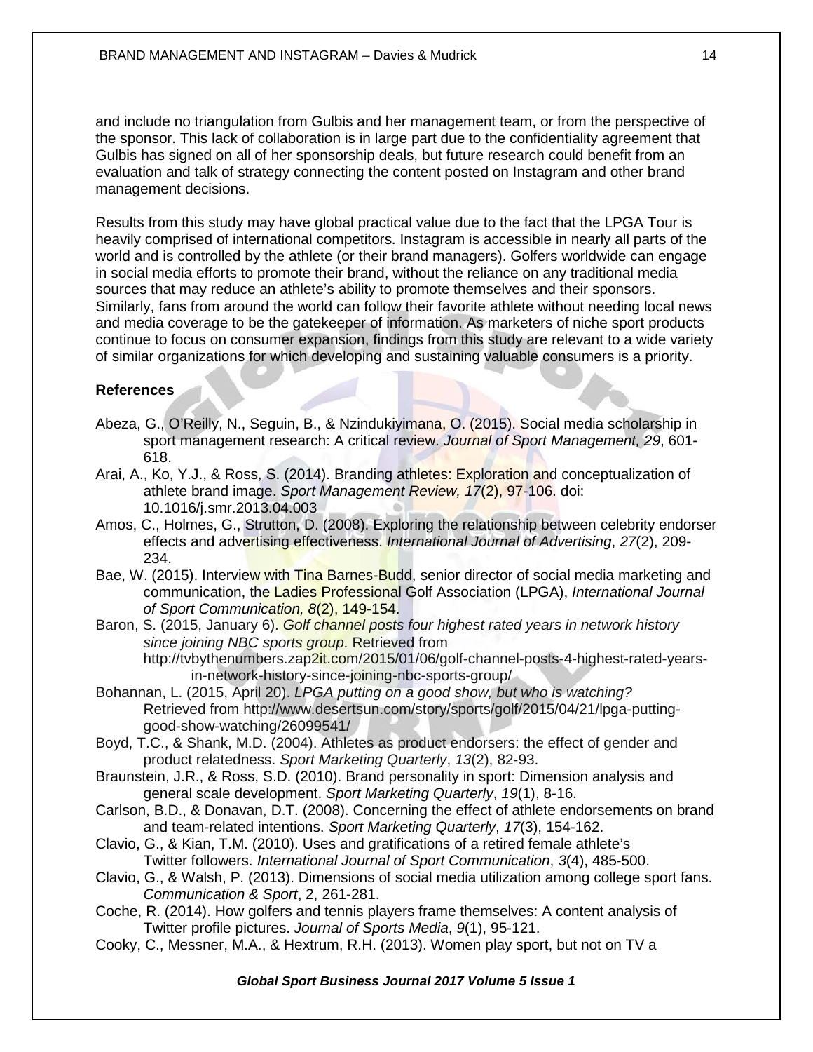and include no triangulation from Gulbis and her management team, or from the perspective of the sponsor. This lack of collaboration is in large part due to the confidentiality agreement that Gulbis has signed on all of her sponsorship deals, but future research could benefit from an evaluation and talk of strategy connecting the content posted on Instagram and other brand management decisions.

Results from this study may have global practical value due to the fact that the LPGA Tour is heavily comprised of international competitors. Instagram is accessible in nearly all parts of the world and is controlled by the athlete (or their brand managers). Golfers worldwide can engage in social media efforts to promote their brand, without the reliance on any traditional media sources that may reduce an athlete's ability to promote themselves and their sponsors. Similarly, fans from around the world can follow their favorite athlete without needing local news and media coverage to be the gatekeeper of information. As marketers of niche sport products continue to focus on consumer expansion, findings from this study are relevant to a wide variety of similar organizations for which developing and sustaining valuable consumers is a priority.

## References

Abeza, G., O'Reilly, N., Seguin, B., & Nzindukiyimana, O. (2015). Social media scholarship in sport management research: A critical review. *Journal of Sport Management, 29*, 601-618.

Arai, A., Ko, Y.J., & Ross, S. (2014). Branding athletes: Exploration and conceptualization of athlete brand image. *Sport Management Review, 17*(2), 97-106. doi: 10.1016/j.smr.2013.04.003

Amos, C., Holmes, G., Strutton, D. (2008). Exploring the relationship between celebrity endorser effects and advertising effectiveness. *International Journal of Advertising*, *27*(2), 209-234.

Bae, W. (2015). Interview with Tina Barnes-Budd, senior director of social media marketing and communication, the Ladies Professional Golf Association (LPGA), *International Journal of Sport Communication, 8*(2), 149-154.

Baron, S. (2015, January 6). *Golf channel posts four highest rated years in network history since joining NBC sports group.* Retrieved from http://tvbythenumbers.zap2it.com/2015/01/06/golf-channel-posts-4-highest-rated-years-in-network-history-since-joining-nbc-sports-group/

Bohannan, L. (2015, April 20). *LPGA putting on a good show, but who is watching?* Retrieved from http://www.desertsun.com/story/sports/golf/2015/04/21/lpga-putting-good-show-watching/26099541/

Boyd, T.C., & Shank, M.D. (2004). Athletes as product endorsers: the effect of gender and product relatedness. *Sport Marketing Quarterly*, *13*(2), 82-93.

Braunstein, J.R., & Ross, S.D. (2010). Brand personality in sport: Dimension analysis and general scale development. *Sport Marketing Quarterly*, *19*(1), 8-16.

Carlson, B.D., & Donavan, D.T. (2008). Concerning the effect of athlete endorsements on brand and team-related intentions. *Sport Marketing Quarterly*, *17*(3), 154-162.

Clavio, G., & Kian, T.M. (2010). Uses and gratifications of a retired female athlete's Twitter followers. *International Journal of Sport Communication*, *3*(4), 485-500.

Clavio, G., & Walsh, P. (2013). Dimensions of social media utilization among college sport fans. *Communication & Sport*, 2, 261-281.

Coche, R. (2014). How golfers and tennis players frame themselves: A content analysis of Twitter profile pictures. *Journal of Sports Media*, *9*(1), 95-121.

Cooky, C., Messner, M.A., & Hextrum, R.H. (2013). Women play sport, but not on TV a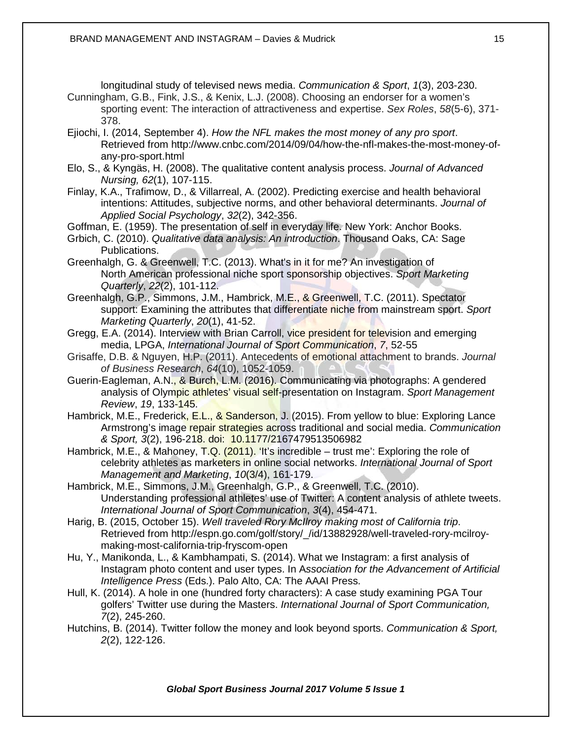longitudinal study of televised news media. *Communication & Sport*, *1*(3), 203-230.

Cunningham, G.B., Fink, J.S., & Kenix, L.J. (2008). Choosing an endorser for a women's sporting event: The interaction of attractiveness and expertise. *Sex Roles*, *58*(5-6), 371-378.

Ejiochi, I. (2014, September 4). *How the NFL makes the most money of any pro sport*. Retrieved from http://www.cnbc.com/2014/09/04/how-the-nfl-makes-the-most-money-of-any-pro-sport.html

Elo, S., & Kyngäs, H. (2008). The qualitative content analysis process. *Journal of Advanced Nursing, 62*(1), 107-115.

Finlay, K.A., Trafimow, D., & Villarreal, A. (2002). Predicting exercise and health behavioral intentions: Attitudes, subjective norms, and other behavioral determinants. *Journal of Applied Social Psychology*, *32*(2), 342-356.

Goffman, E. (1959). The presentation of self in everyday life. New York: Anchor Books.

Grbich, C. (2010). *Qualitative data analysis: An introduction*. Thousand Oaks, CA: Sage Publications.

Greenhalgh, G. & Greenwell, T.C. (2013). What's in it for me? An investigation of North American professional niche sport sponsorship objectives. *Sport Marketing Quarterly*, *22*(2), 101-112.

Greenhalgh, G.P., Simmons, J.M., Hambrick, M.E., & Greenwell, T.C. (2011). Spectator support: Examining the attributes that differentiate niche from mainstream sport. *Sport Marketing Quarterly*, *20*(1), 41-52.

Gregg, E.A. (2014). Interview with Brian Carroll, vice president for television and emerging media, LPGA, *International Journal of Sport Communication*, *7*, 52-55

Grisaffe, D.B. & Nguyen, H.P. (2011). Antecedents of emotional attachment to brands. *Journal of Business Research*, *64*(10), 1052-1059.

Guerin-Eagleman, A.N., & Burch, L.M. (2016). Communicating via photographs: A gendered analysis of Olympic athletes' visual self-presentation on Instagram. *Sport Management Review*, *19*, 133-145.

Hambrick, M.E., Frederick, E.L., & Sanderson, J. (2015). From yellow to blue: Exploring Lance Armstrong's image repair strategies across traditional and social media. *Communication & Sport, 3*(2), 196-218. doi: 10.1177/2167479513506982

Hambrick, M.E., & Mahoney, T.Q. (2011). 'It's incredible – trust me': Exploring the role of celebrity athletes as marketers in online social networks. *International Journal of Sport Management and Marketing*, *10*(3/4), 161-179.

Hambrick, M.E., Simmons, J.M., Greenhalgh, G.P., & Greenwell, T.C. (2010). Understanding professional athletes' use of Twitter: A content analysis of athlete tweets. *International Journal of Sport Communication*, *3*(4), 454-471.

Harig, B. (2015, October 15). *Well traveled Rory McIlroy making most of California trip*. Retrieved from http://espn.go.com/golf/story/_/id/13882928/well-traveled-rory-mcilroy-making-most-california-trip-fryscom-open

Hu, Y., Manikonda, L., & Kambhampati, S. (2014). What we Instagram: a first analysis of Instagram photo content and user types. In A*ssociation for the Advancement of Artificial Intelligence Press* (Eds.). Palo Alto, CA: The AAAI Press.

Hull, K. (2014). A hole in one (hundred forty characters): A case study examining PGA Tour golfers' Twitter use during the Masters. *International Journal of Sport Communication, 7*(2), 245-260.

Hutchins, B. (2014). Twitter follow the money and look beyond sports. *Communication & Sport, 2*(2), 122-126.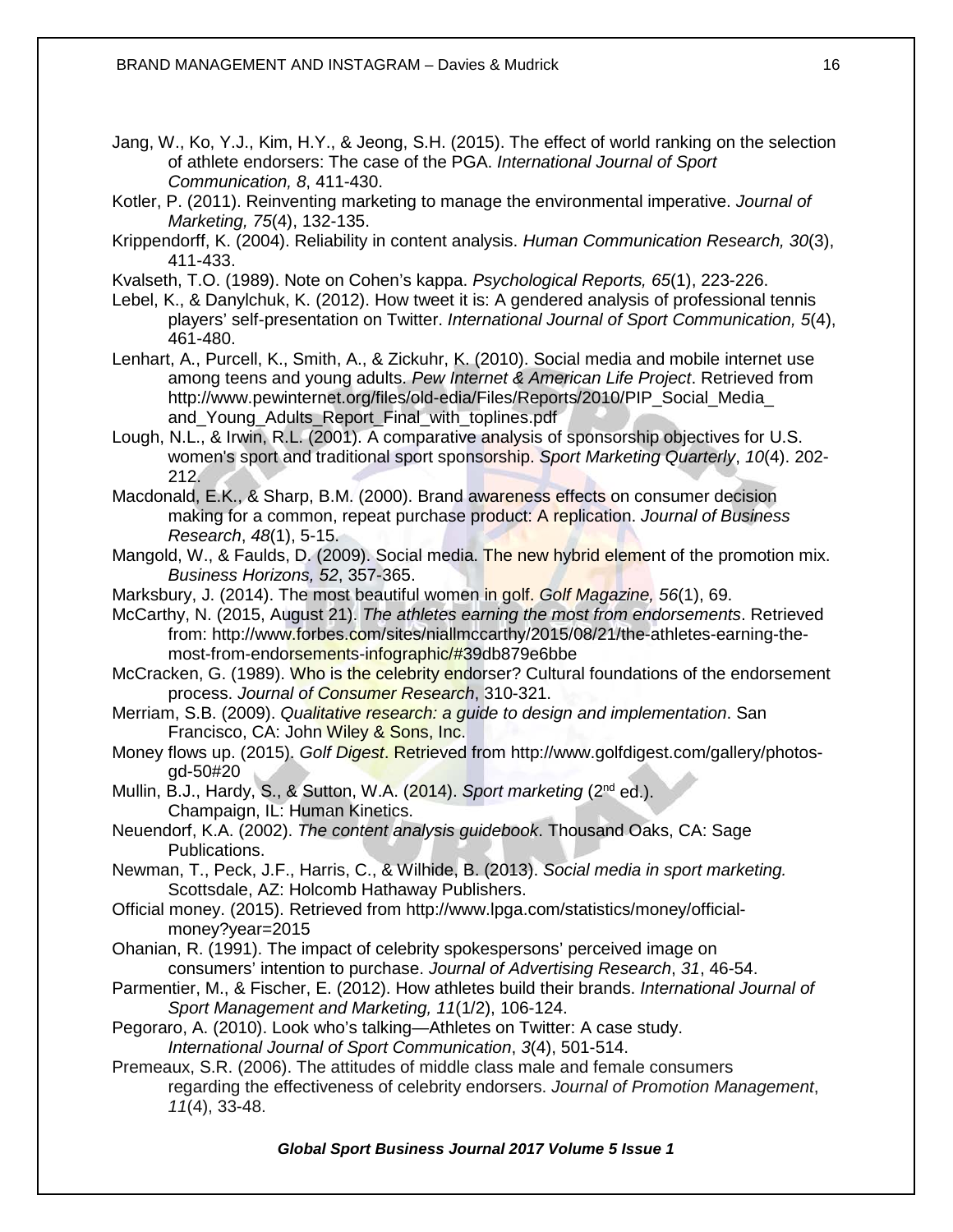Jang, W., Ko, Y.J., Kim, H.Y., & Jeong, S.H. (2015). The effect of world ranking on the selection of athlete endorsers: The case of the PGA. *International Journal of Sport Communication, 8*, 411-430.

Kotler, P. (2011). Reinventing marketing to manage the environmental imperative. *Journal of Marketing, 75*(4), 132-135.

Krippendorff, K. (2004). Reliability in content analysis. *Human Communication Research, 30*(3), 411-433.

Kvalseth, T.O. (1989). Note on Cohen's kappa. *Psychological Reports, 65*(1), 223-226.

Lebel, K., & Danylchuk, K. (2012). How tweet it is: A gendered analysis of professional tennis players' self-presentation on Twitter. *International Journal of Sport Communication, 5*(4), 461-480.

Lenhart, A., Purcell, K., Smith, A., & Zickuhr, K. (2010). Social media and mobile internet use among teens and young adults. *Pew Internet & American Life Project*. Retrieved from http://www.pewinternet.org/files/old-edia/Files/Reports/2010/PIP_Social_Media_ and_Young_Adults_Report_Final_with_toplines.pdf

Lough, N.L., & Irwin, R.L. (2001). A comparative analysis of sponsorship objectives for U.S. women's sport and traditional sport sponsorship. *Sport Marketing Quarterly*, *10*(4). 202-212.

Macdonald, E.K., & Sharp, B.M. (2000). Brand awareness effects on consumer decision making for a common, repeat purchase product: A replication. *Journal of Business Research*, *48*(1), 5-15.

Mangold, W., & Faulds, D. (2009). Social media. The new hybrid element of the promotion mix. *Business Horizons, 52*, 357-365.

Marksbury, J. (2014). The most beautiful women in golf. *Golf Magazine, 56*(1), 69.

McCarthy, N. (2015, August 21). *The athletes earning the most from endorsements*. Retrieved from: http://www.forbes.com/sites/niallmccarthy/2015/08/21/the-athletes-earning-the-most-from-endorsements-infographic/#39db879e6bbe

McCracken, G. (1989). Who is the celebrity endorser? Cultural foundations of the endorsement process. *Journal of Consumer Research*, 310-321.

Merriam, S.B. (2009). *Qualitative research: a guide to design and implementation*. San Francisco, CA: John Wiley & Sons, Inc.

Money flows up. (2015). *Golf Digest*. Retrieved from http://www.golfdigest.com/gallery/photos-gd-50#20

Mullin, B.J., Hardy, S., & Sutton, W.A. (2014). *Sport marketing* (2nd ed.). Champaign, IL: Human Kinetics.

Neuendorf, K.A. (2002). *The content analysis guidebook*. Thousand Oaks, CA: Sage Publications.

Newman, T., Peck, J.F., Harris, C., & Wilhide, B. (2013). *Social media in sport marketing.* Scottsdale, AZ: Holcomb Hathaway Publishers.

Official money. (2015). Retrieved from http://www.lpga.com/statistics/money/official-money?year=2015

Ohanian, R. (1991). The impact of celebrity spokespersons' perceived image on consumers' intention to purchase. *Journal of Advertising Research*, *31*, 46-54.

Parmentier, M., & Fischer, E. (2012). How athletes build their brands. *International Journal of Sport Management and Marketing, 11*(1/2), 106-124.

Pegoraro, A. (2010). Look who's talking—Athletes on Twitter: A case study. *International Journal of Sport Communication*, *3*(4), 501-514.

Premeaux, S.R. (2006). The attitudes of middle class male and female consumers regarding the effectiveness of celebrity endorsers. *Journal of Promotion Management*, *11*(4), 33-48.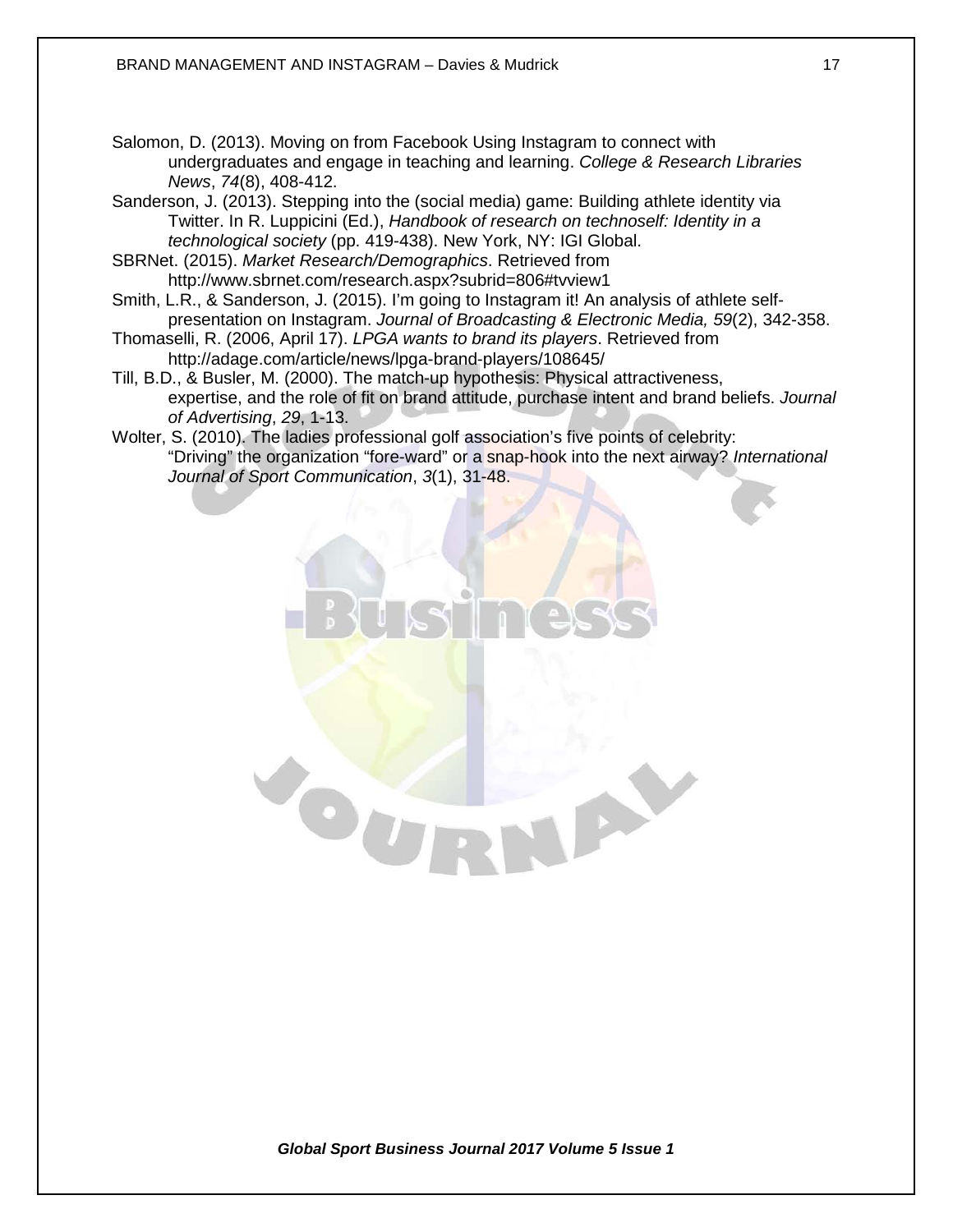Salomon, D. (2013). Moving on from Facebook Using Instagram to connect with undergraduates and engage in teaching and learning. *College & Research Libraries News*, *74*(8), 408-412.

Sanderson, J. (2013). Stepping into the (social media) game: Building athlete identity via Twitter. In R. Luppicini (Ed.), *Handbook of research on technoself: Identity in a technological society* (pp. 419-438). New York, NY: IGI Global.

SBRNet. (2015). *Market Research/Demographics*. Retrieved from http://www.sbrnet.com/research.aspx?subrid=806#tvview1

Smith, L.R., & Sanderson, J. (2015). I'm going to Instagram it! An analysis of athlete self-presentation on Instagram. *Journal of Broadcasting & Electronic Media, 59*(2), 342-358.

Thomaselli, R. (2006, April 17). *LPGA wants to brand its players*. Retrieved from http://adage.com/article/news/lpga-brand-players/108645/

Till, B.D., & Busler, M. (2000). The match-up hypothesis: Physical attractiveness, expertise, and the role of fit on brand attitude, purchase intent and brand beliefs. *Journal of Advertising*, *29*, 1-13.

Wolter, S. (2010). The ladies professional golf association's five points of celebrity: "Driving" the organization "fore-ward" or a snap-hook into the next airway? *International Journal of Sport Communication*, *3*(1), 31-48.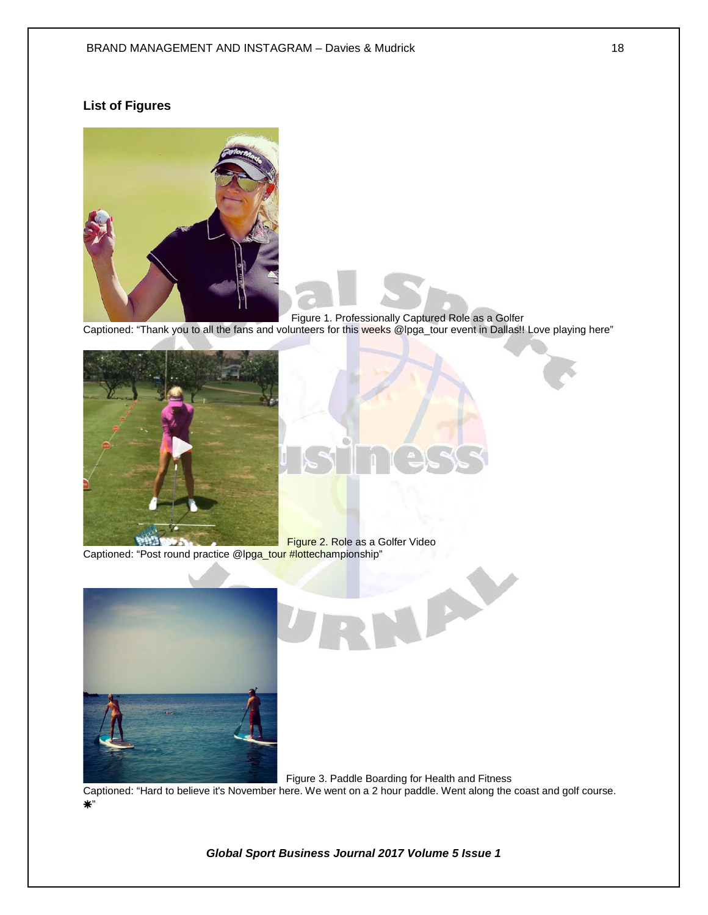## List of Figures

Figure 1. Professionally Captured Role as a Golfer
Captioned: "Thank you to all the fans and volunteers for this weeks @lpga_tour event in Dallas!! Love playing here"

Figure 2. Role as a Golfer Video
Captioned: "Post round practice @lpga_tour #lottechampionship"

Figure 3. Paddle Boarding for Health and Fitness
Captioned: "Hard to believe it's November here. We went on a 2 hour paddle. Went along the coast and golf course. ☀"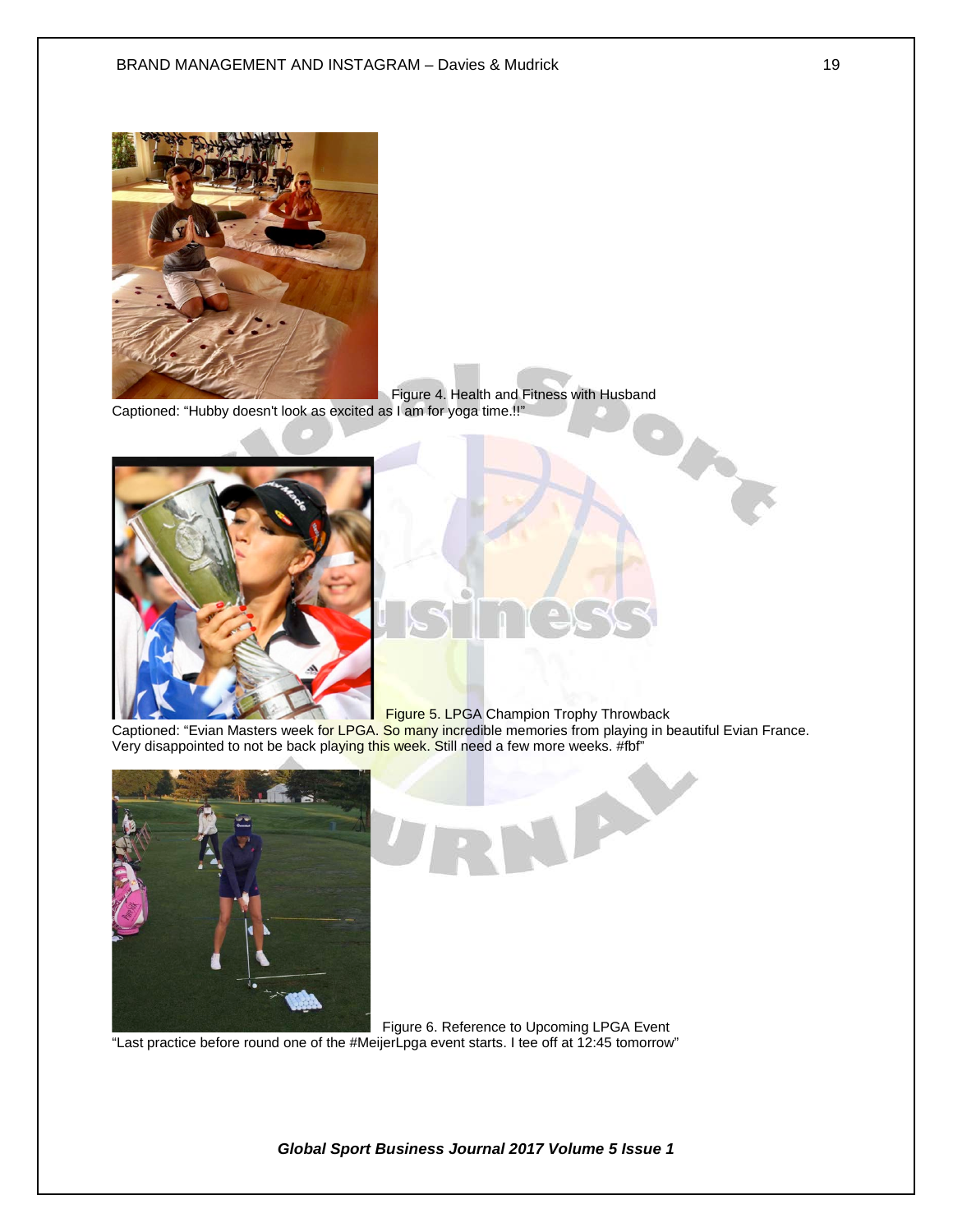Figure 4. Health and Fitness with Husband
Captioned: "Hubby doesn't look as excited as I am for yoga time.!!"

Figure 5. LPGA Champion Trophy Throwback
Captioned: "Evian Masters week for LPGA. So many incredible memories from playing in beautiful Evian France. Very disappointed to not be back playing this week. Still need a few more weeks. #fbf"

Figure 6. Reference to Upcoming LPGA Event
"Last practice before round one of the #MeijerLpga event starts. I tee off at 12:45 tomorrow"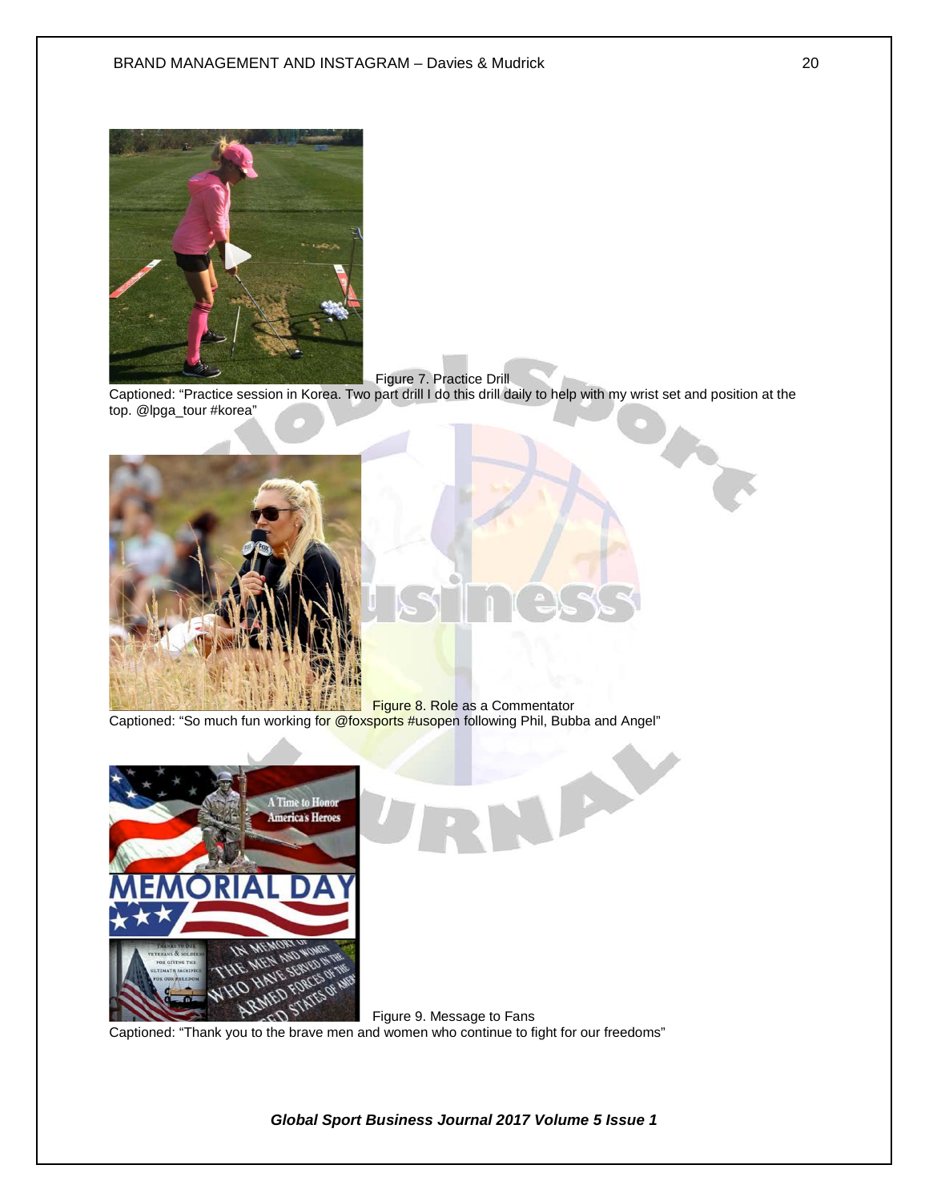Figure 7. Practice Drill

Captioned: “Practice session in Korea. Two part drill I do this drill daily to help with my wrist set and position at the top. @lpga_tour #korea”

Figure 8. Role as a Commentator

Captioned: “So much fun working for @foxsports #usopen following Phil, Bubba and Angel”

Figure 9. Message to Fans

Captioned: “Thank you to the brave men and women who continue to fight for our freedoms”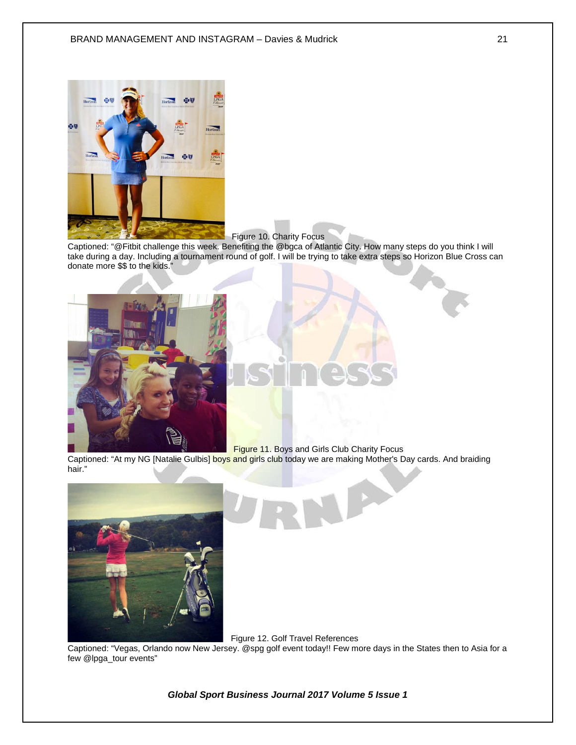Figure 10. Charity Focus

Captioned: "@Fitbit challenge this week. Benefiting the @bgca of Atlantic City. How many steps do you think I will take during a day. Including a tournament round of golf. I will be trying to take extra steps so Horizon Blue Cross can donate more $$ to the kids."

Figure 11. Boys and Girls Club Charity Focus

Captioned: "At my NG [Natalie Gulbis] boys and girls club today we are making Mother's Day cards. And braiding hair."

Figure 12. Golf Travel References

Captioned: "Vegas, Orlando now New Jersey. @spg golf event today!! Few more days in the States then to Asia for a few @lpga_tour events"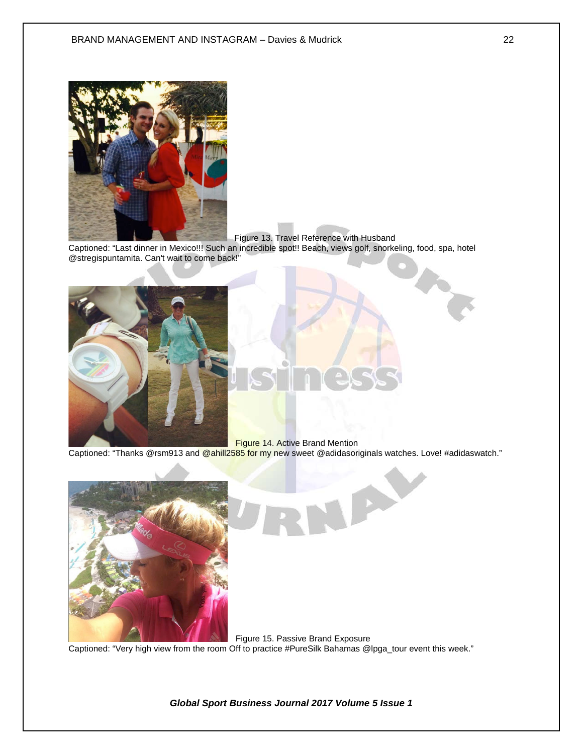Figure 13. Travel Reference with Husband

Captioned: "Last dinner in Mexico!!! Such an incredible spot!! Beach, views golf, snorkeling, food, spa, hotel @stregispuntamita. Can't wait to come back!"

Figure 14. Active Brand Mention

Captioned: "Thanks @rsm913 and @ahill2585 for my new sweet @adidasoriginals watches. Love! #adidaswatch."

Figure 15. Passive Brand Exposure

Captioned: "Very high view from the room Off to practice #PureSilk Bahamas @lpga_tour event this week."